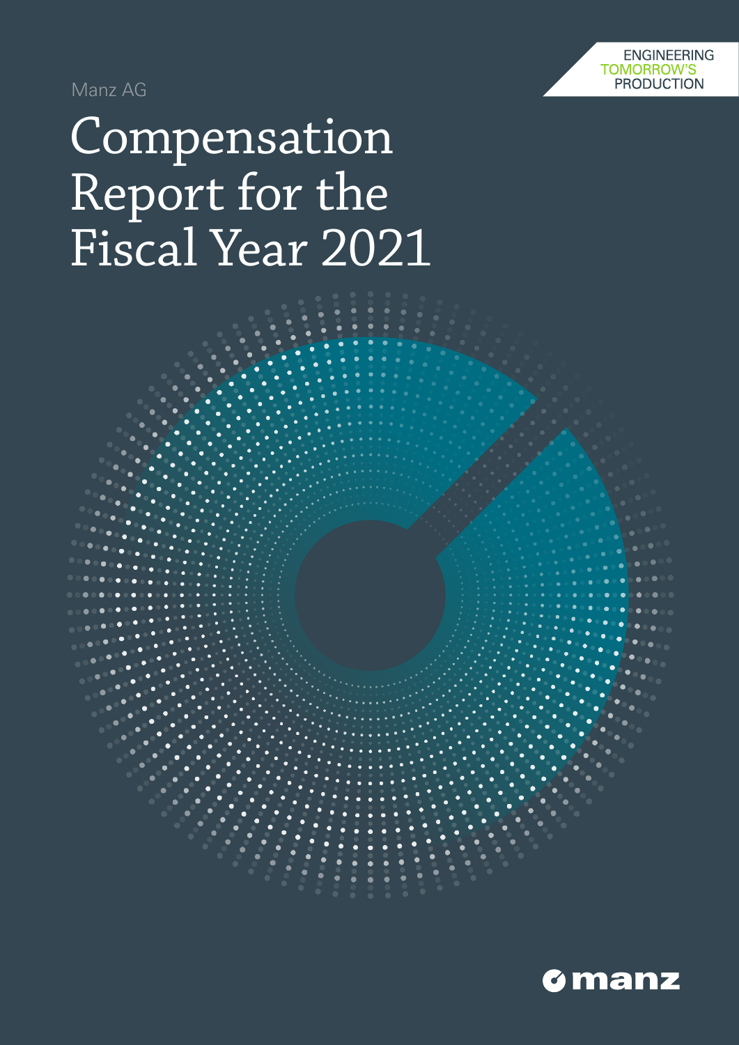ENGINEERING
TOMORROW'S
PRODUCTION

Manz AG

# Compensation Report for the Fiscal Year 2021

manz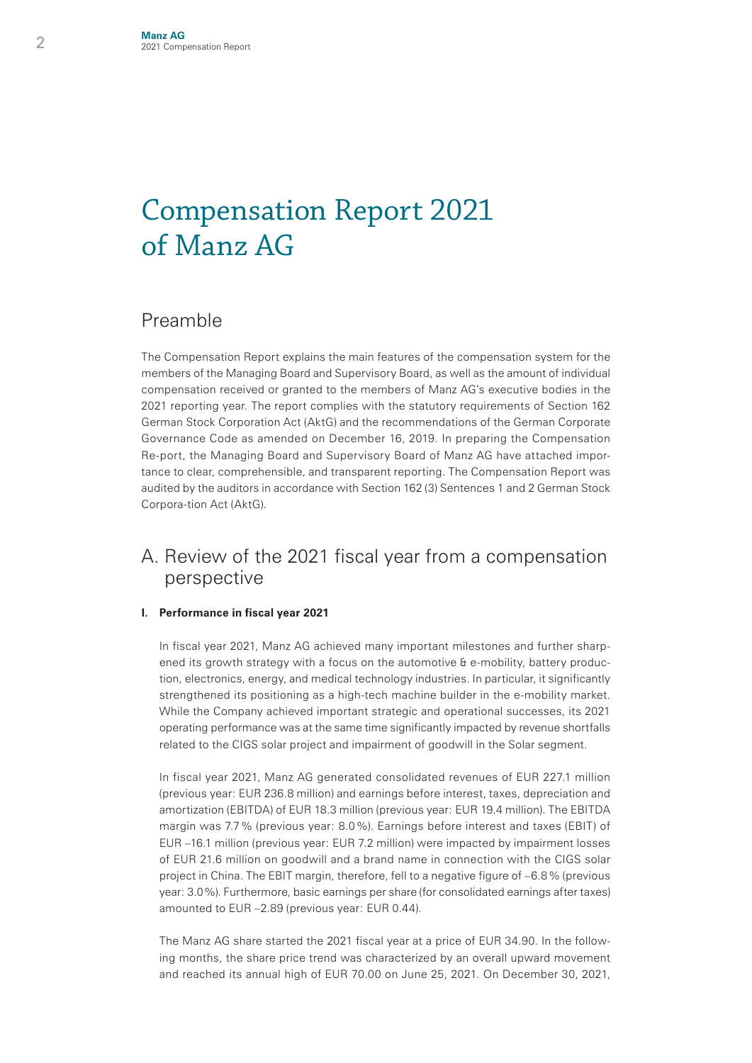# Compensation Report 2021 of Manz AG

## Preamble

The Compensation Report explains the main features of the compensation system for the members of the Managing Board and Supervisory Board, as well as the amount of individual compensation received or granted to the members of Manz AG's executive bodies in the 2021 reporting year. The report complies with the statutory requirements of Section 162 German Stock Corporation Act (AktG) and the recommendations of the German Corporate Governance Code as amended on December 16, 2019. In preparing the Compensation Re-port, the Managing Board and Supervisory Board of Manz AG have attached importance to clear, comprehensible, and transparent reporting. The Compensation Report was audited by the auditors in accordance with Section 162 (3) Sentences 1 and 2 German Stock Corpora-tion Act (AktG).

## A. Review of the 2021 fiscal year from a compensation perspective

### I. Performance in fiscal year 2021

In fiscal year 2021, Manz AG achieved many important milestones and further sharpened its growth strategy with a focus on the automotive & e-mobility, battery production, electronics, energy, and medical technology industries. In particular, it significantly strengthened its positioning as a high-tech machine builder in the e-mobility market. While the Company achieved important strategic and operational successes, its 2021 operating performance was at the same time significantly impacted by revenue shortfalls related to the CIGS solar project and impairment of goodwill in the Solar segment.

In fiscal year 2021, Manz AG generated consolidated revenues of EUR 227.1 million (previous year: EUR 236.8 million) and earnings before interest, taxes, depreciation and amortization (EBITDA) of EUR 18.3 million (previous year: EUR 19.4 million). The EBITDA margin was 7.7 % (previous year: 8.0 %). Earnings before interest and taxes (EBIT) of EUR –16.1 million (previous year: EUR 7.2 million) were impacted by impairment losses of EUR 21.6 million on goodwill and a brand name in connection with the CIGS solar project in China. The EBIT margin, therefore, fell to a negative figure of –6.8 % (previous year: 3.0 %). Furthermore, basic earnings per share (for consolidated earnings after taxes) amounted to EUR –2.89 (previous year: EUR 0.44).

The Manz AG share started the 2021 fiscal year at a price of EUR 34.90. In the following months, the share price trend was characterized by an overall upward movement and reached its annual high of EUR 70.00 on June 25, 2021. On December 30, 2021,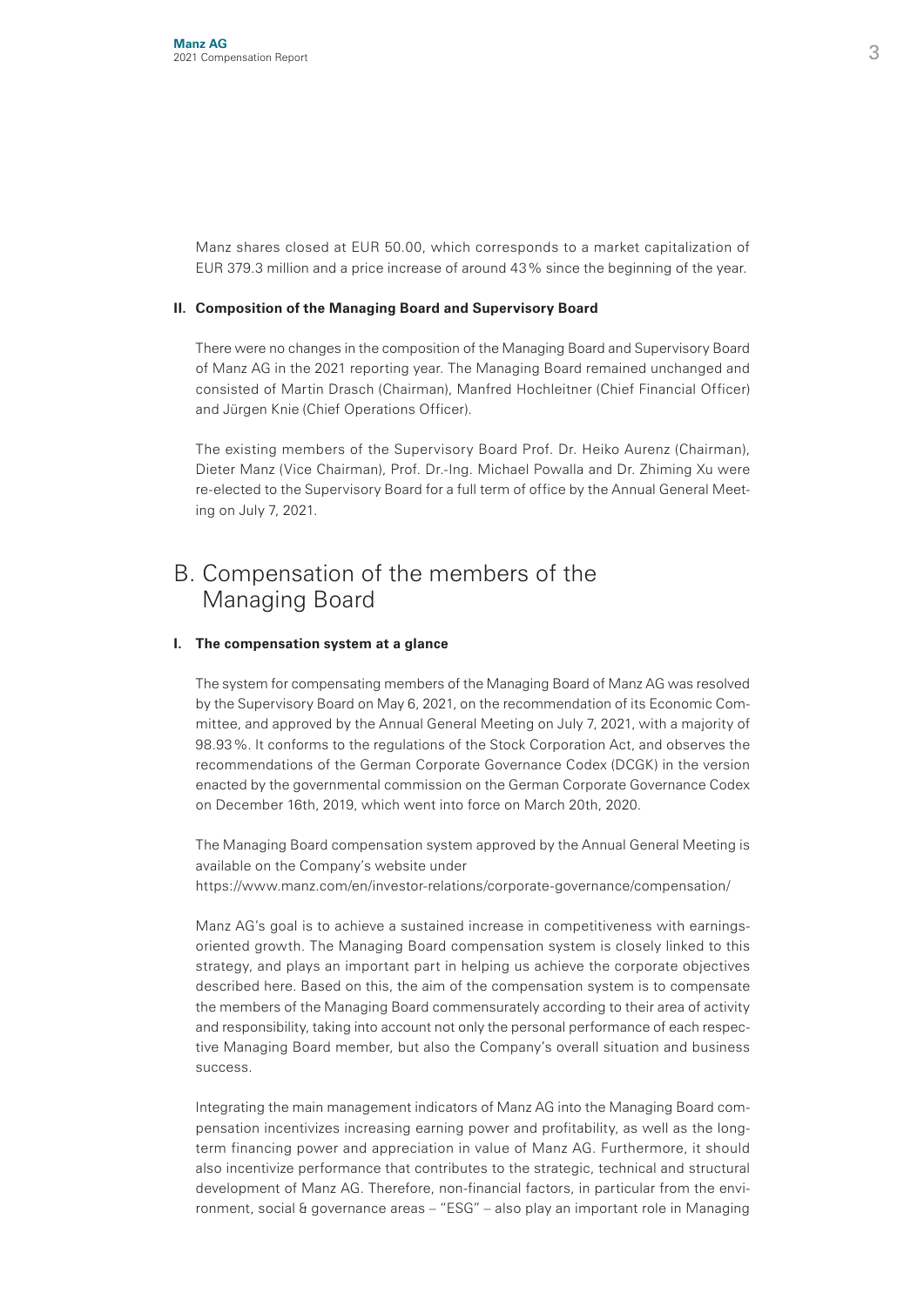Manz shares closed at EUR 50.00, which corresponds to a market capitalization of EUR 379.3 million and a price increase of around 43% since the beginning of the year.

### II. Composition of the Managing Board and Supervisory Board

There were no changes in the composition of the Managing Board and Supervisory Board of Manz AG in the 2021 reporting year. The Managing Board remained unchanged and consisted of Martin Drasch (Chairman), Manfred Hochleitner (Chief Financial Officer) and Jürgen Knie (Chief Operations Officer).

The existing members of the Supervisory Board Prof. Dr. Heiko Aurenz (Chairman), Dieter Manz (Vice Chairman), Prof. Dr.-Ing. Michael Powalla and Dr. Zhiming Xu were re-elected to the Supervisory Board for a full term of office by the Annual General Meeting on July 7, 2021.

## B. Compensation of the members of the Managing Board

### I. The compensation system at a glance

The system for compensating members of the Managing Board of Manz AG was resolved by the Supervisory Board on May 6, 2021, on the recommendation of its Economic Committee, and approved by the Annual General Meeting on July 7, 2021, with a majority of 98.93%. It conforms to the regulations of the Stock Corporation Act, and observes the recommendations of the German Corporate Governance Codex (DCGK) in the version enacted by the governmental commission on the German Corporate Governance Codex on December 16th, 2019, which went into force on March 20th, 2020.

The Managing Board compensation system approved by the Annual General Meeting is available on the Company's website under
https://www.manz.com/en/investor-relations/corporate-governance/compensation/

Manz AG's goal is to achieve a sustained increase in competitiveness with earnings-oriented growth. The Managing Board compensation system is closely linked to this strategy, and plays an important part in helping us achieve the corporate objectives described here. Based on this, the aim of the compensation system is to compensate the members of the Managing Board commensurately according to their area of activity and responsibility, taking into account not only the personal performance of each respective Managing Board member, but also the Company's overall situation and business success.

Integrating the main management indicators of Manz AG into the Managing Board compensation incentivizes increasing earning power and profitability, as well as the long-term financing power and appreciation in value of Manz AG. Furthermore, it should also incentivize performance that contributes to the strategic, technical and structural development of Manz AG. Therefore, non-financial factors, in particular from the environment, social & governance areas – "ESG" – also play an important role in Managing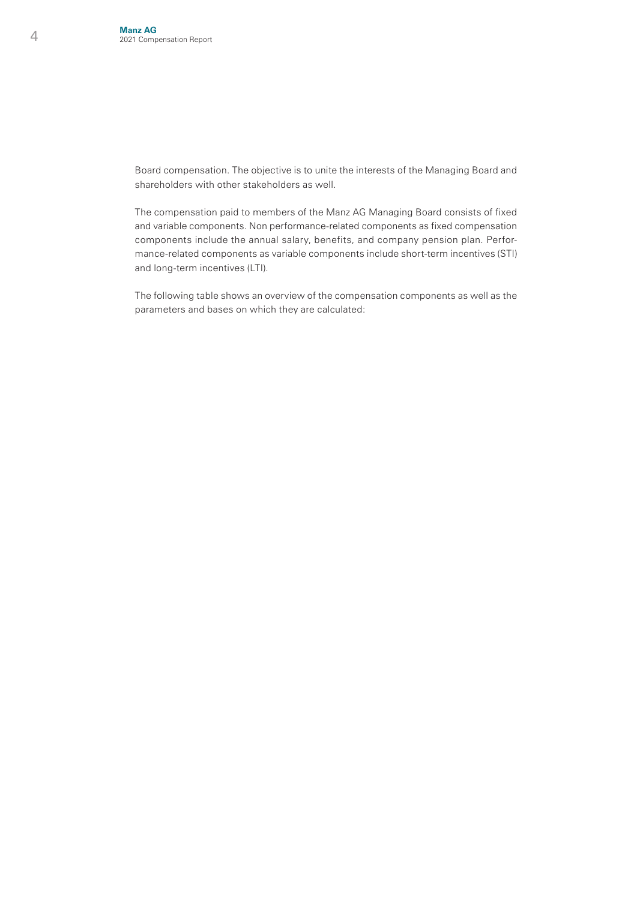Board compensation. The objective is to unite the interests of the Managing Board and shareholders with other stakeholders as well.

The compensation paid to members of the Manz AG Managing Board consists of fixed and variable components. Non performance-related components as fixed compensation components include the annual salary, benefits, and company pension plan. Performance-related components as variable components include short-term incentives (STI) and long-term incentives (LTI).

The following table shows an overview of the compensation components as well as the parameters and bases on which they are calculated: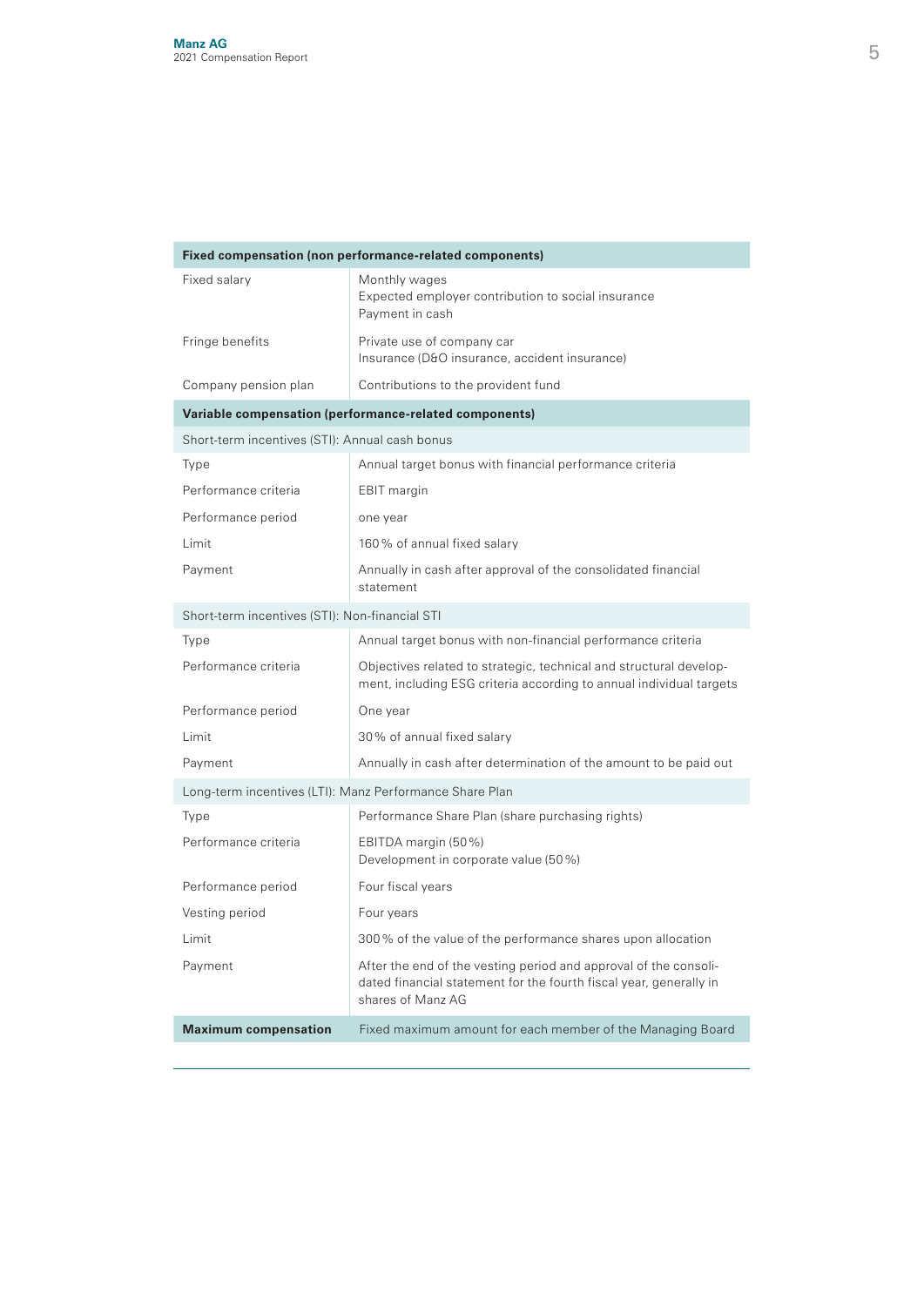| Fixed compensation (non performance-related components) | |
|---|---|
| Fixed salary | Monthly wages<br>Expected employer contribution to social insurance<br>Payment in cash |
| Fringe benefits | Private use of company car<br>Insurance (D&O insurance, accident insurance) |
| Company pension plan | Contributions to the provident fund |
| **Variable compensation (performance-related components)** | |
| Short-term incentives (STI): Annual cash bonus | |
| Type | Annual target bonus with financial performance criteria |
| Performance criteria | EBIT margin |
| Performance period | one year |
| Limit | 160 % of annual fixed salary |
| Payment | Annually in cash after approval of the consolidated financial statement |
| Short-term incentives (STI): Non-financial STI | |
| Type | Annual target bonus with non-financial performance criteria |
| Performance criteria | Objectives related to strategic, technical and structural development, including ESG criteria according to annual individual targets |
| Performance period | One year |
| Limit | 30 % of annual fixed salary |
| Payment | Annually in cash after determination of the amount to be paid out |
| Long-term incentives (LTI): Manz Performance Share Plan | |
| Type | Performance Share Plan (share purchasing rights) |
| Performance criteria | EBITDA margin (50 %)<br>Development in corporate value (50 %) |
| Performance period | Four fiscal years |
| Vesting period | Four years |
| Limit | 300 % of the value of the performance shares upon allocation |
| Payment | After the end of the vesting period and approval of the consolidated financial statement for the fourth fiscal year, generally in shares of Manz AG |
| **Maximum compensation** | Fixed maximum amount for each member of the Managing Board |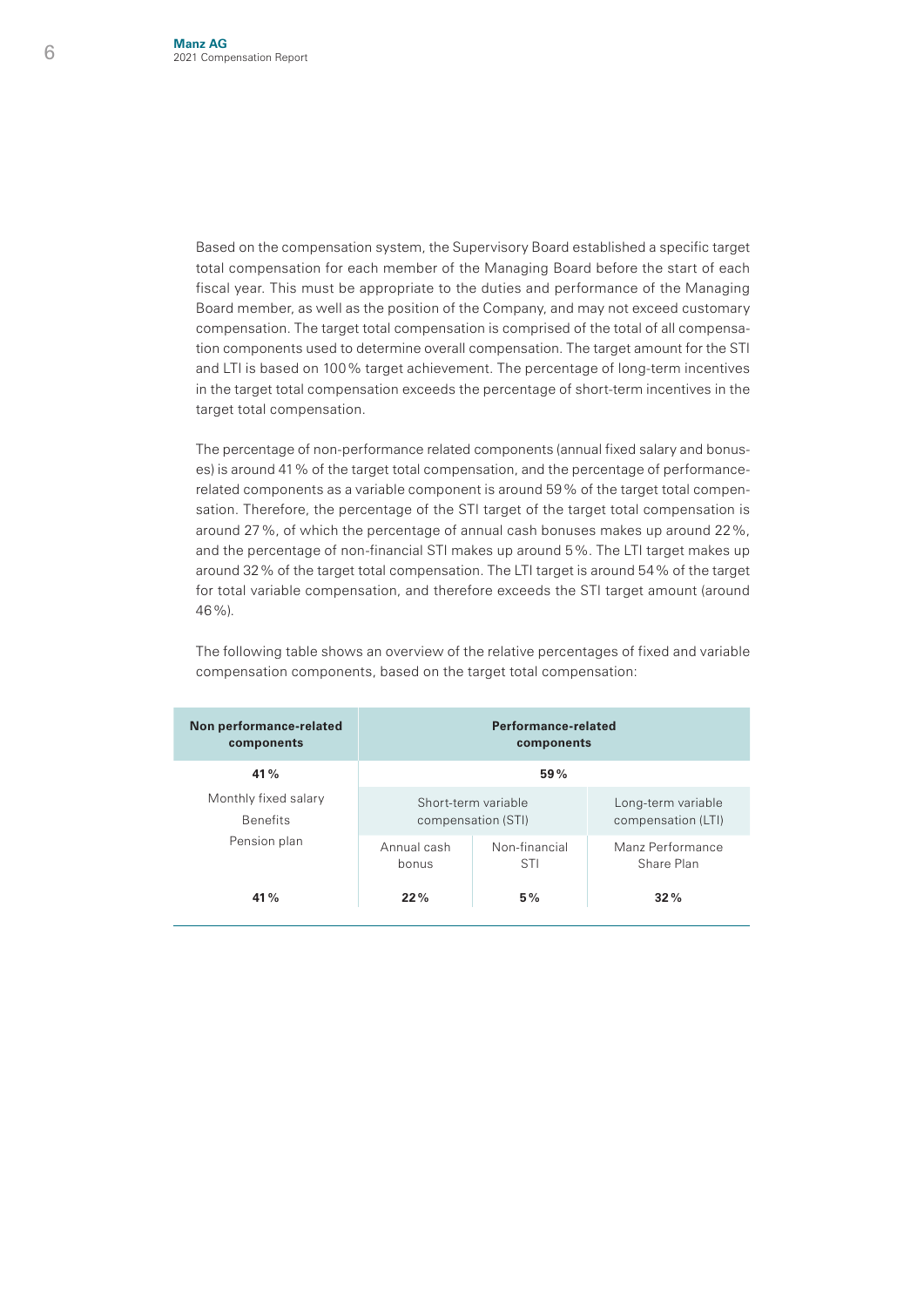Based on the compensation system, the Supervisory Board established a specific target total compensation for each member of the Managing Board before the start of each fiscal year. This must be appropriate to the duties and performance of the Managing Board member, as well as the position of the Company, and may not exceed customary compensation. The target total compensation is comprised of the total of all compensation components used to determine overall compensation. The target amount for the STI and LTI is based on 100 % target achievement. The percentage of long-term incentives in the target total compensation exceeds the percentage of short-term incentives in the target total compensation.

The percentage of non-performance related components (annual fixed salary and bonuses) is around 41 % of the target total compensation, and the percentage of performance-related components as a variable component is around 59 % of the target total compensation. Therefore, the percentage of the STI target of the target total compensation is around 27 %, of which the percentage of annual cash bonuses makes up around 22 %, and the percentage of non-financial STI makes up around 5 %. The LTI target makes up around 32 % of the target total compensation. The LTI target is around 54 % of the target for total variable compensation, and therefore exceeds the STI target amount (around 46 %).

The following table shows an overview of the relative percentages of fixed and variable compensation components, based on the target total compensation:

| Non performance-related components | Performance-related components | | |
|---|---|---|---|
| **41 %** | **59 %** | | |
| Monthly fixed salary<br>Benefits<br>Pension plan | Short-term variable compensation (STI) | | Long-term variable compensation (LTI) |
| | Annual cash bonus | Non-financial STI | Manz Performance Share Plan |
| **41 %** | **22 %** | **5 %** | **32 %** |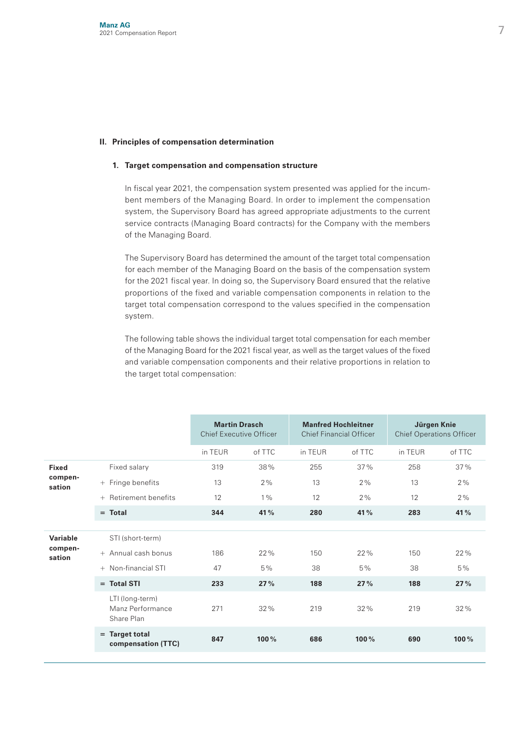## II. Principles of compensation determination

### 1. Target compensation and compensation structure

In fiscal year 2021, the compensation system presented was applied for the incumbent members of the Managing Board. In order to implement the compensation system, the Supervisory Board has agreed appropriate adjustments to the current service contracts (Managing Board contracts) for the Company with the members of the Managing Board.

The Supervisory Board has determined the amount of the target total compensation for each member of the Managing Board on the basis of the compensation system for the 2021 fiscal year. In doing so, the Supervisory Board ensured that the relative proportions of the fixed and variable compensation components in relation to the target total compensation correspond to the values specified in the compensation system.

The following table shows the individual target total compensation for each member of the Managing Board for the 2021 fiscal year, as well as the target values of the fixed and variable compensation components and their relative proportions in relation to the target total compensation:

| | | **Martin Drasch** Chief Executive Officer | | **Manfred Hochleitner** Chief Financial Officer | | **Jürgen Knie** Chief Operations Officer | |
|---|---|---|---|---|---|---|---|
| | | in TEUR | of TTC | in TEUR | of TTC | in TEUR | of TTC |
| **Fixed compensation** | Fixed salary | 319 | 38% | 255 | 37% | 258 | 37% |
| | + Fringe benefits | 13 | 2% | 13 | 2% | 13 | 2% |
| | + Retirement benefits | 12 | 1% | 12 | 2% | 12 | 2% |
| | **= Total** | **344** | **41%** | **280** | **41%** | **283** | **41%** |
| **Variable compensation** | STI (short-term) | | | | | | |
| | + Annual cash bonus | 186 | 22% | 150 | 22% | 150 | 22% |
| | + Non-financial STI | 47 | 5% | 38 | 5% | 38 | 5% |
| | **= Total STI** | **233** | **27%** | **188** | **27%** | **188** | **27%** |
| | LTI (long-term) Manz Performance Share Plan | 271 | 32% | 219 | 32% | 219 | 32% |
| | **= Target total compensation (TTC)** | **847** | **100%** | **686** | **100%** | **690** | **100%** |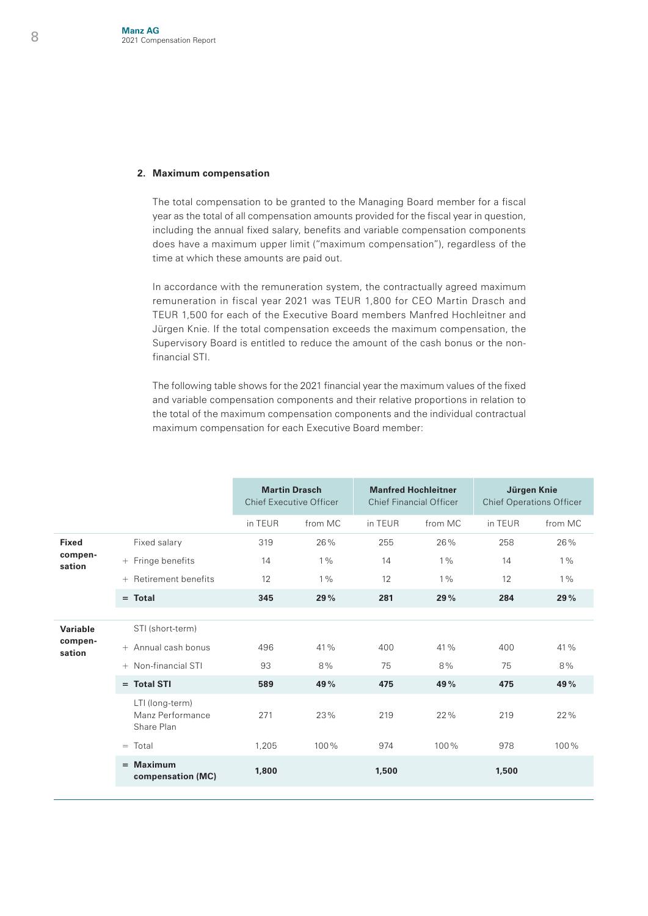## 2. Maximum compensation

The total compensation to be granted to the Managing Board member for a fiscal year as the total of all compensation amounts provided for the fiscal year in question, including the annual fixed salary, benefits and variable compensation components does have a maximum upper limit ("maximum compensation"), regardless of the time at which these amounts are paid out.

In accordance with the remuneration system, the contractually agreed maximum remuneration in fiscal year 2021 was TEUR 1,800 for CEO Martin Drasch and TEUR 1,500 for each of the Executive Board members Manfred Hochleitner and Jürgen Knie. If the total compensation exceeds the maximum compensation, the Supervisory Board is entitled to reduce the amount of the cash bonus or the non-financial STI.

The following table shows for the 2021 financial year the maximum values of the fixed and variable compensation components and their relative proportions in relation to the total of the maximum compensation components and the individual contractual maximum compensation for each Executive Board member:

| | | Martin Drasch Chief Executive Officer | | Manfred Hochleitner Chief Financial Officer | | Jürgen Knie Chief Operations Officer | |
|---|---|---|---|---|---|---|---|
| | | in TEUR | from MC | in TEUR | from MC | in TEUR | from MC |
| **Fixed compensation** | Fixed salary | 319 | 26% | 255 | 26% | 258 | 26% |
| | + Fringe benefits | 14 | 1% | 14 | 1% | 14 | 1% |
| | + Retirement benefits | 12 | 1% | 12 | 1% | 12 | 1% |
| | **= Total** | **345** | **29%** | **281** | **29%** | **284** | **29%** |
| **Variable compensation** | STI (short-term) | | | | | | |
| | + Annual cash bonus | 496 | 41% | 400 | 41% | 400 | 41% |
| | + Non-financial STI | 93 | 8% | 75 | 8% | 75 | 8% |
| | **= Total STI** | **589** | **49%** | **475** | **49%** | **475** | **49%** |
| | LTI (long-term) Manz Performance Share Plan | 271 | 23% | 219 | 22% | 219 | 22% |
| | = Total | 1,205 | 100% | 974 | 100% | 978 | 100% |
| | **= Maximum compensation (MC)** | **1,800** | | **1,500** | | **1,500** | |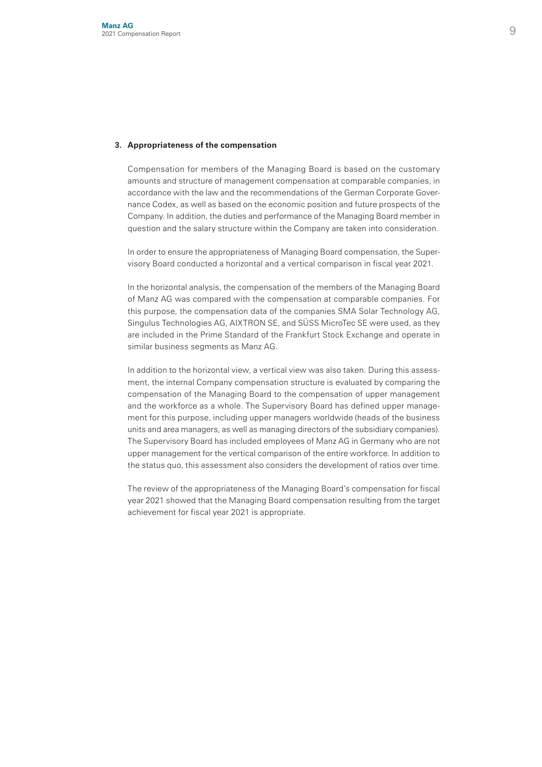### 3. Appropriateness of the compensation

Compensation for members of the Managing Board is based on the customary amounts and structure of management compensation at comparable companies, in accordance with the law and the recommendations of the German Corporate Governance Codex, as well as based on the economic position and future prospects of the Company. In addition, the duties and performance of the Managing Board member in question and the salary structure within the Company are taken into consideration.

In order to ensure the appropriateness of Managing Board compensation, the Supervisory Board conducted a horizontal and a vertical comparison in fiscal year 2021.

In the horizontal analysis, the compensation of the members of the Managing Board of Manz AG was compared with the compensation at comparable companies. For this purpose, the compensation data of the companies SMA Solar Technology AG, Singulus Technologies AG, AIXTRON SE, and SÜSS MicroTec SE were used, as they are included in the Prime Standard of the Frankfurt Stock Exchange and operate in similar business segments as Manz AG.

In addition to the horizontal view, a vertical view was also taken. During this assessment, the internal Company compensation structure is evaluated by comparing the compensation of the Managing Board to the compensation of upper management and the workforce as a whole. The Supervisory Board has defined upper management for this purpose, including upper managers worldwide (heads of the business units and area managers, as well as managing directors of the subsidiary companies). The Supervisory Board has included employees of Manz AG in Germany who are not upper management for the vertical comparison of the entire workforce. In addition to the status quo, this assessment also considers the development of ratios over time.

The review of the appropriateness of the Managing Board's compensation for fiscal year 2021 showed that the Managing Board compensation resulting from the target achievement for fiscal year 2021 is appropriate.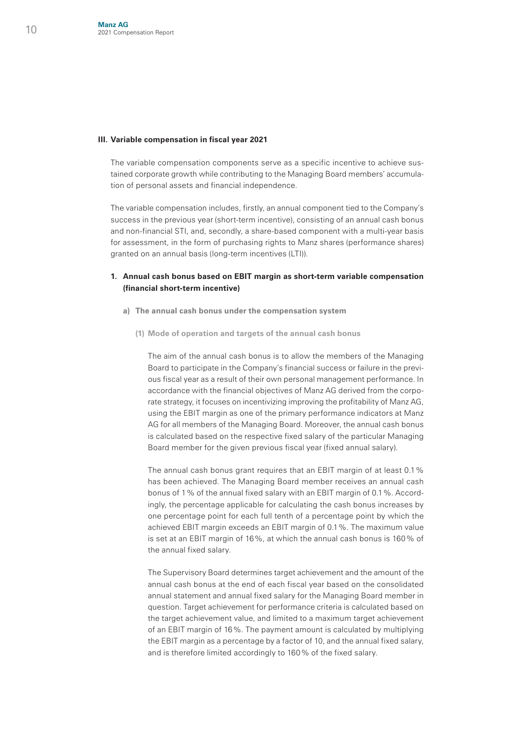### III. Variable compensation in fiscal year 2021

The variable compensation components serve as a specific incentive to achieve sustained corporate growth while contributing to the Managing Board members' accumulation of personal assets and financial independence.

The variable compensation includes, firstly, an annual component tied to the Company's success in the previous year (short-term incentive), consisting of an annual cash bonus and non-financial STI, and, secondly, a share-based component with a multi-year basis for assessment, in the form of purchasing rights to Manz shares (performance shares) granted on an annual basis (long-term incentives (LTI)).

#### 1. Annual cash bonus based on EBIT margin as short-term variable compensation (financial short-term incentive)

##### a) The annual cash bonus under the compensation system

###### (1) Mode of operation and targets of the annual cash bonus

The aim of the annual cash bonus is to allow the members of the Managing Board to participate in the Company's financial success or failure in the previous fiscal year as a result of their own personal management performance. In accordance with the financial objectives of Manz AG derived from the corporate strategy, it focuses on incentivizing improving the profitability of Manz AG, using the EBIT margin as one of the primary performance indicators at Manz AG for all members of the Managing Board. Moreover, the annual cash bonus is calculated based on the respective fixed salary of the particular Managing Board member for the given previous fiscal year (fixed annual salary).

The annual cash bonus grant requires that an EBIT margin of at least 0.1% has been achieved. The Managing Board member receives an annual cash bonus of 1% of the annual fixed salary with an EBIT margin of 0.1%. Accordingly, the percentage applicable for calculating the cash bonus increases by one percentage point for each full tenth of a percentage point by which the achieved EBIT margin exceeds an EBIT margin of 0.1%. The maximum value is set at an EBIT margin of 16%, at which the annual cash bonus is 160% of the annual fixed salary.

The Supervisory Board determines target achievement and the amount of the annual cash bonus at the end of each fiscal year based on the consolidated annual statement and annual fixed salary for the Managing Board member in question. Target achievement for performance criteria is calculated based on the target achievement value, and limited to a maximum target achievement of an EBIT margin of 16%. The payment amount is calculated by multiplying the EBIT margin as a percentage by a factor of 10, and the annual fixed salary, and is therefore limited accordingly to 160% of the fixed salary.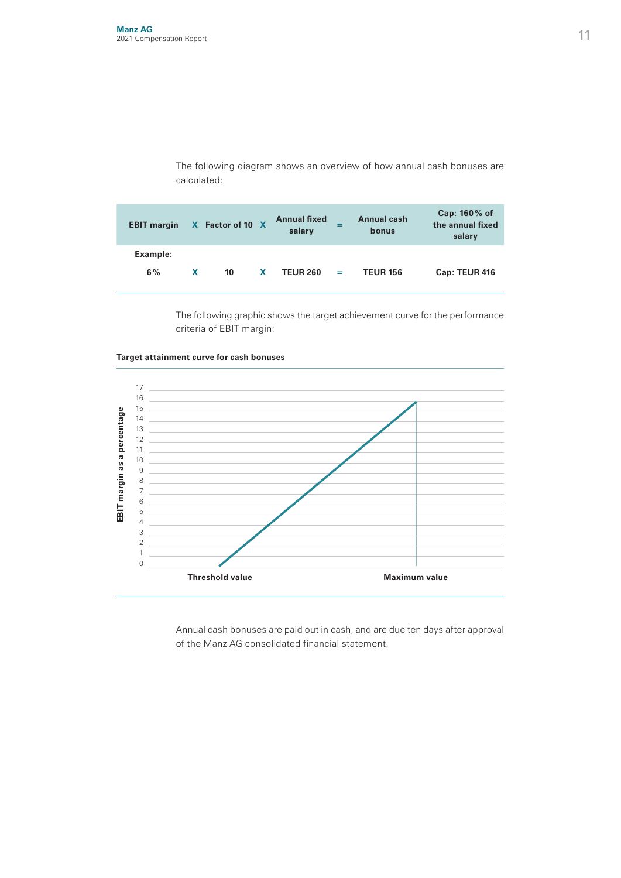The following diagram shows an overview of how annual cash bonuses are calculated:

| EBIT margin | X | Factor of 10 | X | Annual fixed salary | = | Annual cash bonus | Cap: 160 % of the annual fixed salary |
|---|---|---|---|---|---|---|---|
| **Example:** | | | | | | | |
| 6 % | X | 10 | X | TEUR 260 | = | TEUR 156 | Cap: TEUR 416 |

The following graphic shows the target achievement curve for the performance criteria of EBIT margin:

**Target attainment curve for cash bonuses**

EBIT margin as a percentage: 0, 1, 2, 3, 4, 5, 6, 7, 8, 9, 10, 11, 12, 13, 14, 15, 16, 17

Threshold value | Maximum value

Annual cash bonuses are paid out in cash, and are due ten days after approval of the Manz AG consolidated financial statement.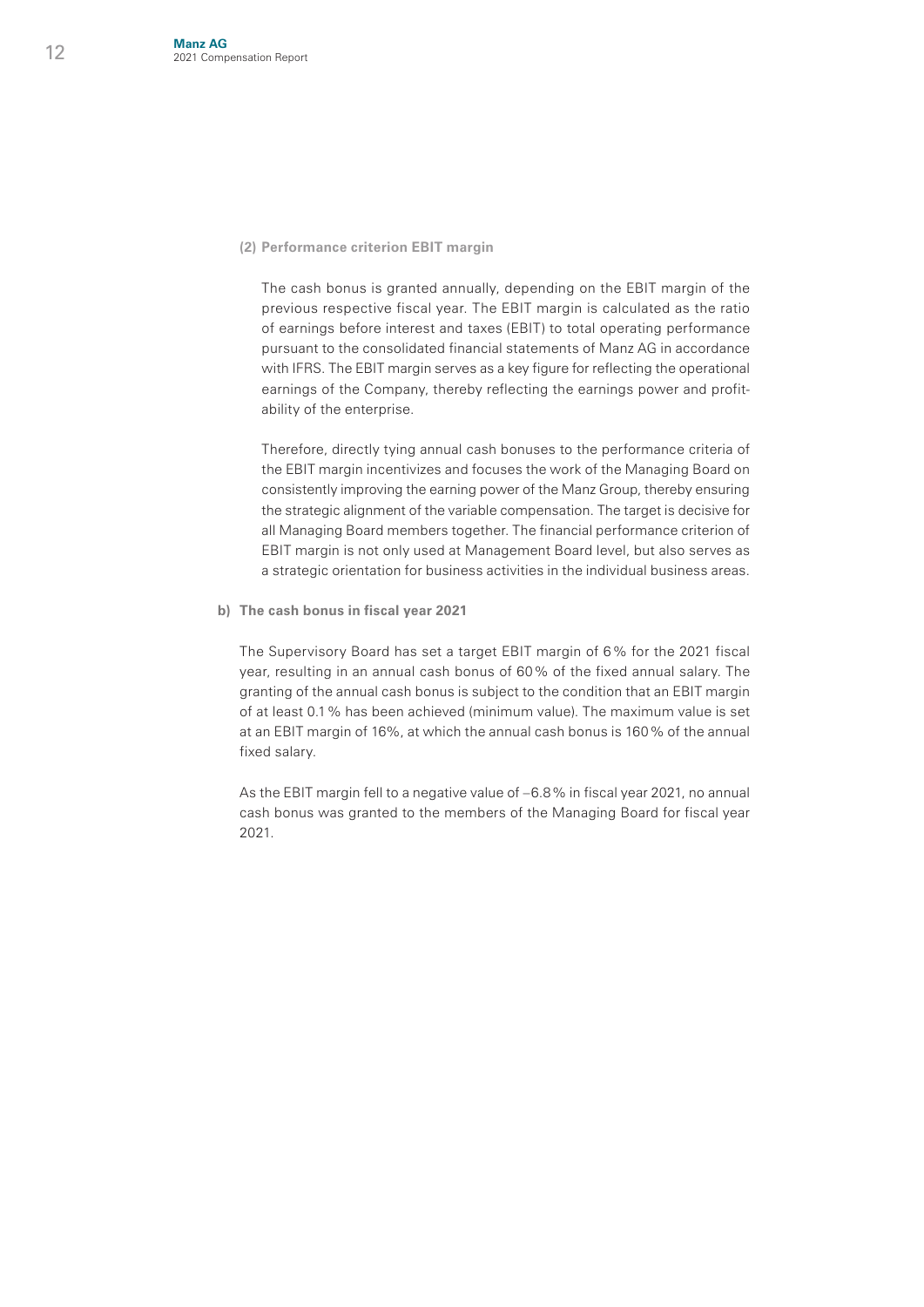**(2) Performance criterion EBIT margin**

The cash bonus is granted annually, depending on the EBIT margin of the previous respective fiscal year. The EBIT margin is calculated as the ratio of earnings before interest and taxes (EBIT) to total operating performance pursuant to the consolidated financial statements of Manz AG in accordance with IFRS. The EBIT margin serves as a key figure for reflecting the operational earnings of the Company, thereby reflecting the earnings power and profitability of the enterprise.

Therefore, directly tying annual cash bonuses to the performance criteria of the EBIT margin incentivizes and focuses the work of the Managing Board on consistently improving the earning power of the Manz Group, thereby ensuring the strategic alignment of the variable compensation. The target is decisive for all Managing Board members together. The financial performance criterion of EBIT margin is not only used at Management Board level, but also serves as a strategic orientation for business activities in the individual business areas.

**b) The cash bonus in fiscal year 2021**

The Supervisory Board has set a target EBIT margin of 6 % for the 2021 fiscal year, resulting in an annual cash bonus of 60 % of the fixed annual salary. The granting of the annual cash bonus is subject to the condition that an EBIT margin of at least 0.1 % has been achieved (minimum value). The maximum value is set at an EBIT margin of 16%, at which the annual cash bonus is 160 % of the annual fixed salary.

As the EBIT margin fell to a negative value of –6.8 % in fiscal year 2021, no annual cash bonus was granted to the members of the Managing Board for fiscal year 2021.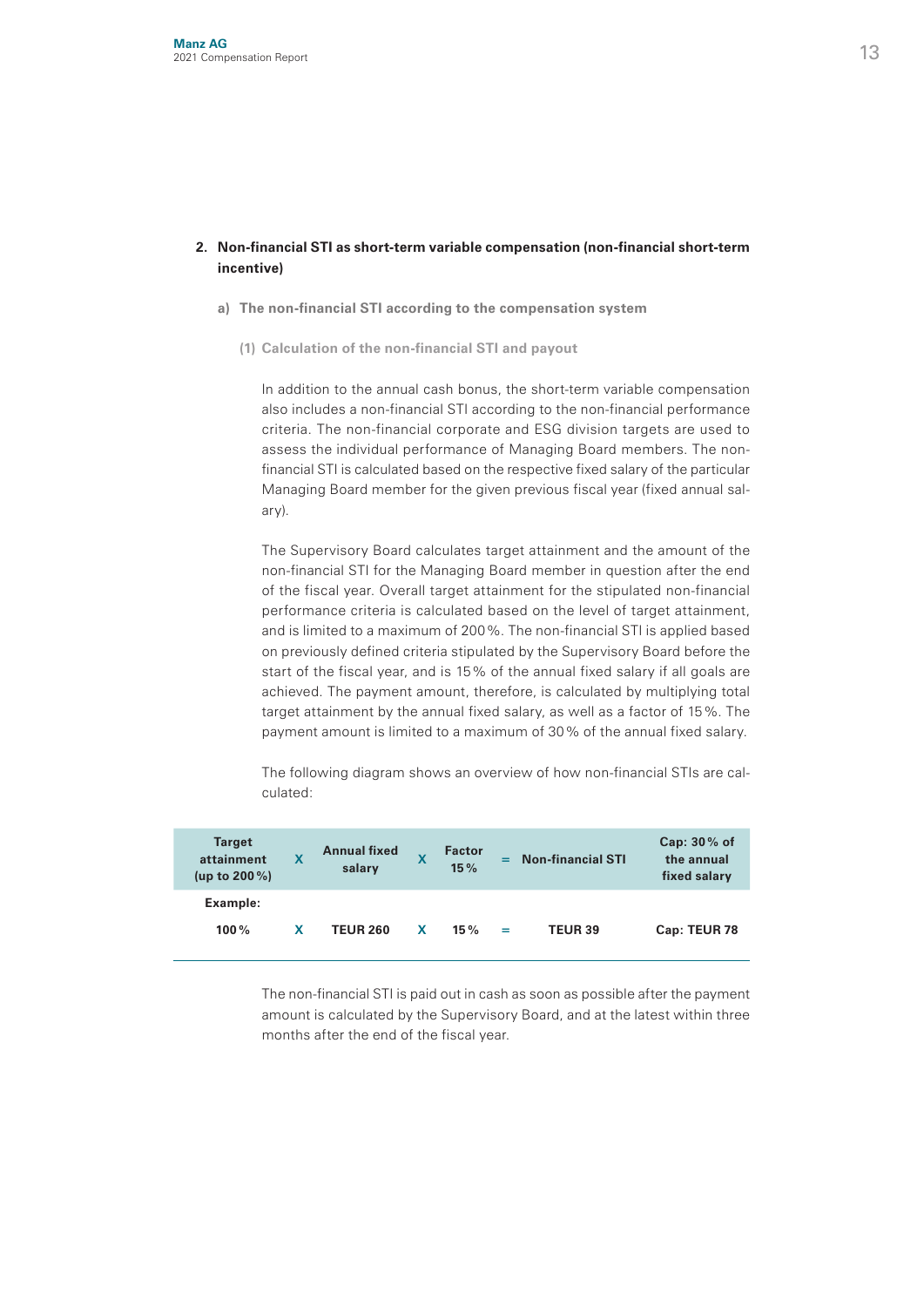## 2. Non-financial STI as short-term variable compensation (non-financial short-term incentive)

### a) The non-financial STI according to the compensation system

#### (1) Calculation of the non-financial STI and payout

In addition to the annual cash bonus, the short-term variable compensation also includes a non-financial STI according to the non-financial performance criteria. The non-financial corporate and ESG division targets are used to assess the individual performance of Managing Board members. The non-financial STI is calculated based on the respective fixed salary of the particular Managing Board member for the given previous fiscal year (fixed annual salary).

The Supervisory Board calculates target attainment and the amount of the non-financial STI for the Managing Board member in question after the end of the fiscal year. Overall target attainment for the stipulated non-financial performance criteria is calculated based on the level of target attainment, and is limited to a maximum of 200 %. The non-financial STI is applied based on previously defined criteria stipulated by the Supervisory Board before the start of the fiscal year, and is 15 % of the annual fixed salary if all goals are achieved. The payment amount, therefore, is calculated by multiplying total target attainment by the annual fixed salary, as well as a factor of 15 %. The payment amount is limited to a maximum of 30 % of the annual fixed salary.

The following diagram shows an overview of how non-financial STIs are calculated:

| Target attainment (up to 200 %) | X | Annual fixed salary | X | Factor 15 % | = | Non-financial STI | Cap: 30 % of the annual fixed salary |
|---|---|---|---|---|---|---|---|
| **Example:** | | | | | | | |
| **100 %** | X | **TEUR 260** | X | **15 %** | = | **TEUR 39** | **Cap: TEUR 78** |

The non-financial STI is paid out in cash as soon as possible after the payment amount is calculated by the Supervisory Board, and at the latest within three months after the end of the fiscal year.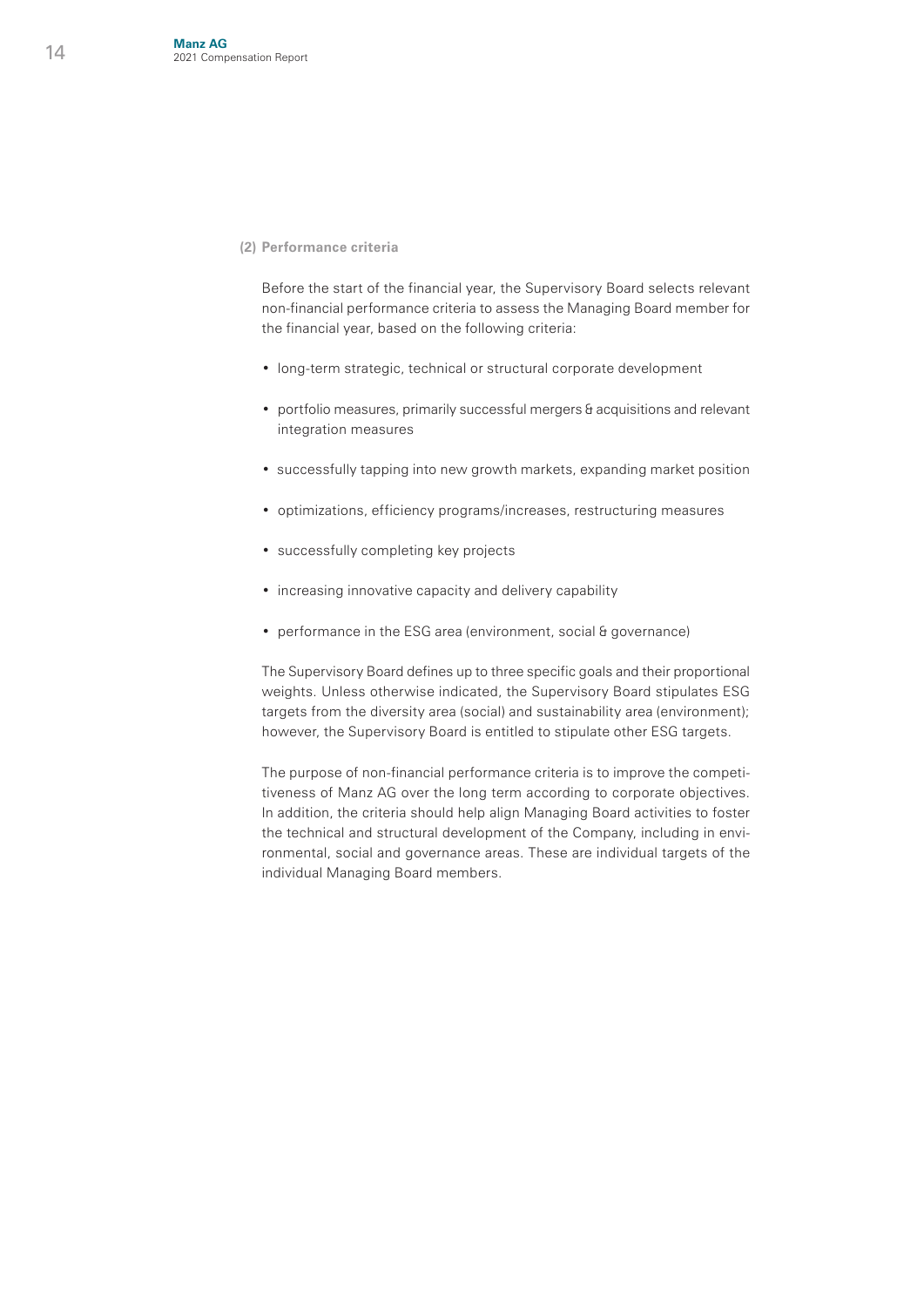**(2) Performance criteria**

Before the start of the financial year, the Supervisory Board selects relevant non-financial performance criteria to assess the Managing Board member for the financial year, based on the following criteria:

- long-term strategic, technical or structural corporate development
- portfolio measures, primarily successful mergers & acquisitions and relevant integration measures
- successfully tapping into new growth markets, expanding market position
- optimizations, efficiency programs/increases, restructuring measures
- successfully completing key projects
- increasing innovative capacity and delivery capability
- performance in the ESG area (environment, social & governance)

The Supervisory Board defines up to three specific goals and their proportional weights. Unless otherwise indicated, the Supervisory Board stipulates ESG targets from the diversity area (social) and sustainability area (environment); however, the Supervisory Board is entitled to stipulate other ESG targets.

The purpose of non-financial performance criteria is to improve the competitiveness of Manz AG over the long term according to corporate objectives. In addition, the criteria should help align Managing Board activities to foster the technical and structural development of the Company, including in environmental, social and governance areas. These are individual targets of the individual Managing Board members.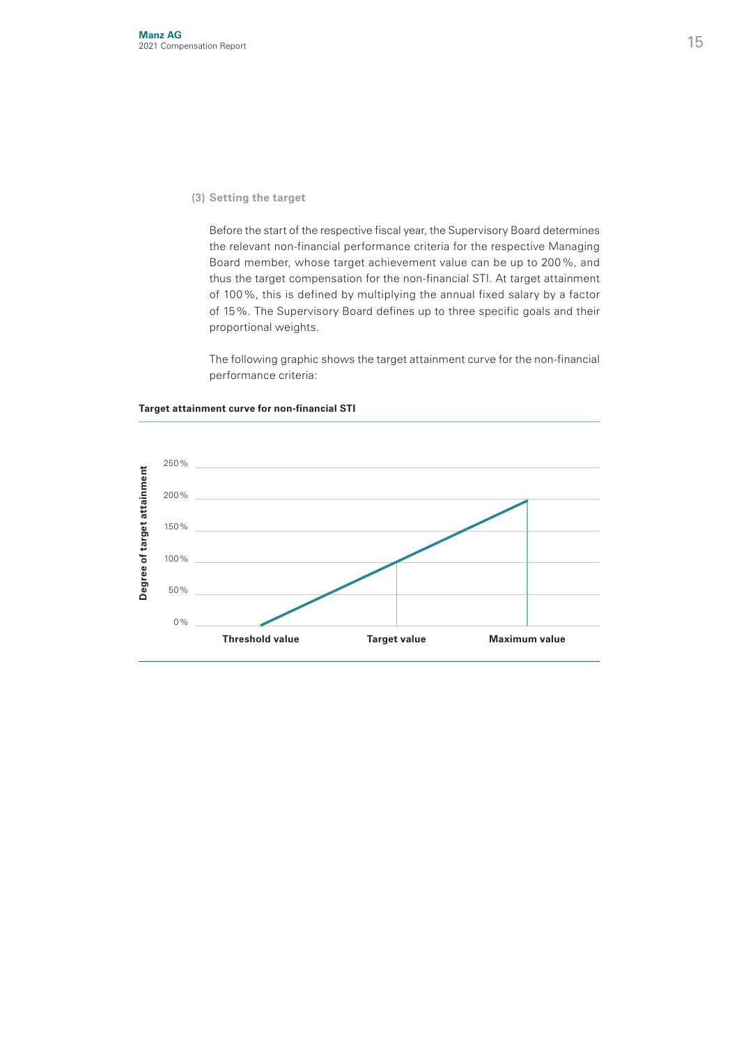### (3) Setting the target

Before the start of the respective fiscal year, the Supervisory Board determines the relevant non-financial performance criteria for the respective Managing Board member, whose target achievement value can be up to 200 %, and thus the target compensation for the non-financial STI. At target attainment of 100 %, this is defined by multiplying the annual fixed salary by a factor of 15 %. The Supervisory Board defines up to three specific goals and their proportional weights.

The following graphic shows the target attainment curve for the non-financial performance criteria:

**Target attainment curve for non-financial STI**

Degree of target attainment

250 %
200 %
150 %
100 %
50 %
0 %

Threshold value | Target value | Maximum value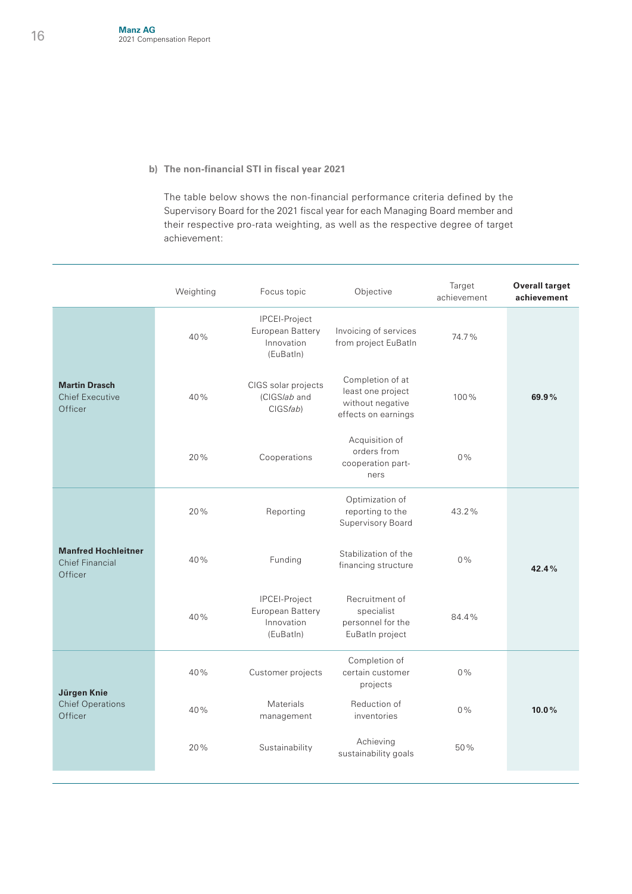b) **The non-financial STI in fiscal year 2021**

The table below shows the non-financial performance criteria defined by the Supervisory Board for the 2021 fiscal year for each Managing Board member and their respective pro-rata weighting, as well as the respective degree of target achievement:

| | Weighting | Focus topic | Objective | Target achievement | **Overall target achievement** |
|---|---|---|---|---|---|
| **Martin Drasch** Chief Executive Officer | 40% | IPCEI-Project European Battery Innovation (EuBatIn) | Invoicing of services from project EuBatIn | 74.7% | **69.9%** |
| | 40% | CIGS solar projects (CIGS*lab* and CIGS*fab*) | Completion of at least one project without negative effects on earnings | 100% | |
| | 20% | Cooperations | Acquisition of orders from cooperation partners | 0% | |
| **Manfred Hochleitner** Chief Financial Officer | 20% | Reporting | Optimization of reporting to the Supervisory Board | 43.2% | **42.4%** |
| | 40% | Funding | Stabilization of the financing structure | 0% | |
| | 40% | IPCEI-Project European Battery Innovation (EuBatIn) | Recruitment of specialist personnel for the EuBatIn project | 84.4% | |
| **Jürgen Knie** Chief Operations Officer | 40% | Customer projects | Completion of certain customer projects | 0% | **10.0%** |
| | 40% | Materials management | Reduction of inventories | 0% | |
| | 20% | Sustainability | Achieving sustainability goals | 50% | |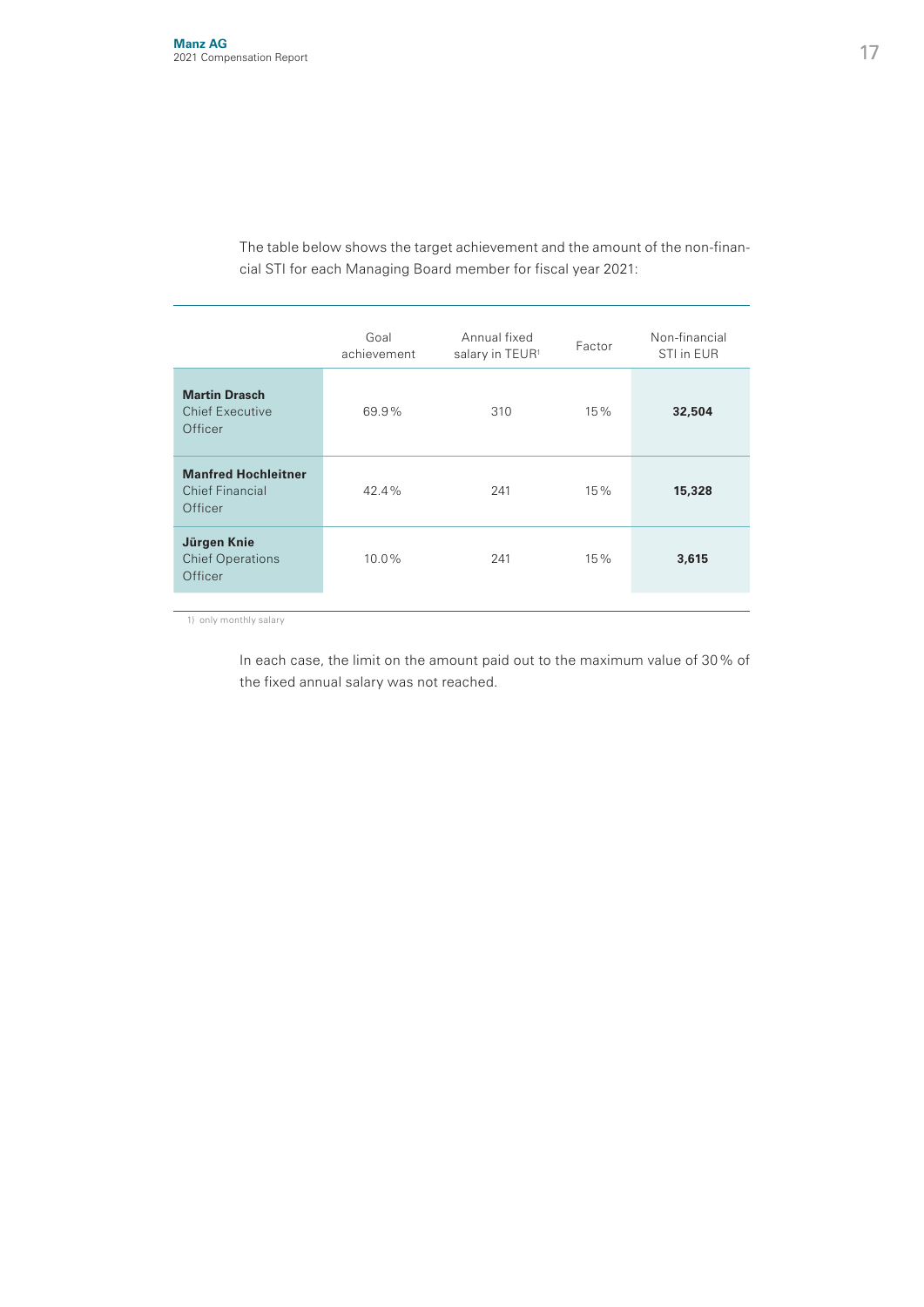The table below shows the target achievement and the amount of the non-financial STI for each Managing Board member for fiscal year 2021:

| | Goal achievement | Annual fixed salary in TEUR[1] | Factor | Non-financial STI in EUR |
|---|---|---|---|---|
| **Martin Drasch** Chief Executive Officer | 69.9 % | 310 | 15 % | **32,504** |
| **Manfred Hochleitner** Chief Financial Officer | 42.4 % | 241 | 15 % | **15,328** |
| **Jürgen Knie** Chief Operations Officer | 10.0 % | 241 | 15 % | **3,615** |

1) only monthly salary

In each case, the limit on the amount paid out to the maximum value of 30 % of the fixed annual salary was not reached.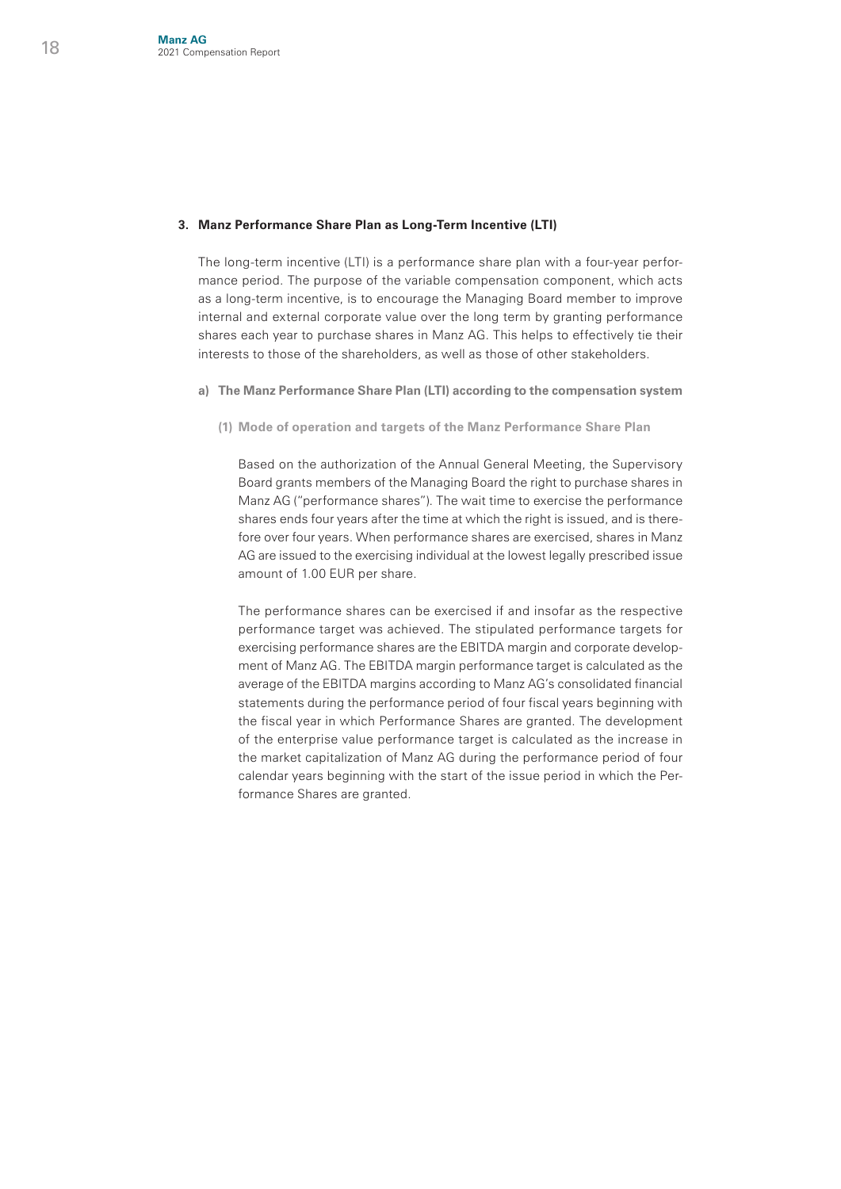### 3. Manz Performance Share Plan as Long-Term Incentive (LTI)

The long-term incentive (LTI) is a performance share plan with a four-year performance period. The purpose of the variable compensation component, which acts as a long-term incentive, is to encourage the Managing Board member to improve internal and external corporate value over the long term by granting performance shares each year to purchase shares in Manz AG. This helps to effectively tie their interests to those of the shareholders, as well as those of other stakeholders.

#### a) The Manz Performance Share Plan (LTI) according to the compensation system

##### (1) Mode of operation and targets of the Manz Performance Share Plan

Based on the authorization of the Annual General Meeting, the Supervisory Board grants members of the Managing Board the right to purchase shares in Manz AG ("performance shares"). The wait time to exercise the performance shares ends four years after the time at which the right is issued, and is therefore over four years. When performance shares are exercised, shares in Manz AG are issued to the exercising individual at the lowest legally prescribed issue amount of 1.00 EUR per share.

The performance shares can be exercised if and insofar as the respective performance target was achieved. The stipulated performance targets for exercising performance shares are the EBITDA margin and corporate development of Manz AG. The EBITDA margin performance target is calculated as the average of the EBITDA margins according to Manz AG's consolidated financial statements during the performance period of four fiscal years beginning with the fiscal year in which Performance Shares are granted. The development of the enterprise value performance target is calculated as the increase in the market capitalization of Manz AG during the performance period of four calendar years beginning with the start of the issue period in which the Performance Shares are granted.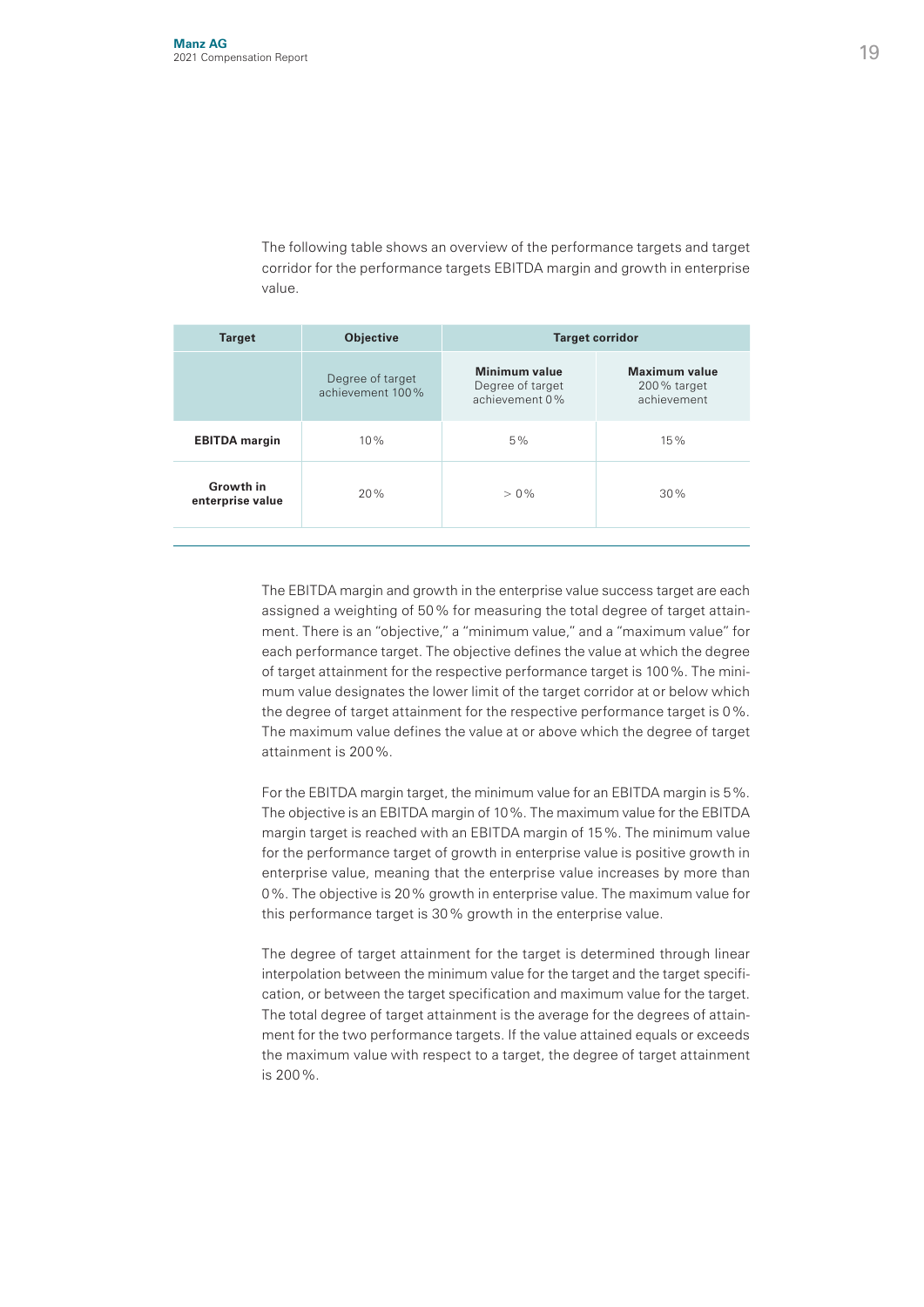The following table shows an overview of the performance targets and target corridor for the performance targets EBITDA margin and growth in enterprise value.

| Target | Objective | Target corridor | |
|---|---|---|---|
| | Degree of target achievement 100 % | **Minimum value** Degree of target achievement 0 % | **Maximum value** 200 % target achievement |
| **EBITDA margin** | 10 % | 5 % | 15 % |
| **Growth in enterprise value** | 20 % | > 0 % | 30 % |

The EBITDA margin and growth in the enterprise value success target are each assigned a weighting of 50 % for measuring the total degree of target attainment. There is an "objective," a "minimum value," and a "maximum value" for each performance target. The objective defines the value at which the degree of target attainment for the respective performance target is 100 %. The minimum value designates the lower limit of the target corridor at or below which the degree of target attainment for the respective performance target is 0 %. The maximum value defines the value at or above which the degree of target attainment is 200 %.

For the EBITDA margin target, the minimum value for an EBITDA margin is 5 %. The objective is an EBITDA margin of 10 %. The maximum value for the EBITDA margin target is reached with an EBITDA margin of 15 %. The minimum value for the performance target of growth in enterprise value is positive growth in enterprise value, meaning that the enterprise value increases by more than 0 %. The objective is 20 % growth in enterprise value. The maximum value for this performance target is 30 % growth in the enterprise value.

The degree of target attainment for the target is determined through linear interpolation between the minimum value for the target and the target specification, or between the target specification and maximum value for the target. The total degree of target attainment is the average for the degrees of attainment for the two performance targets. If the value attained equals or exceeds the maximum value with respect to a target, the degree of target attainment is 200 %.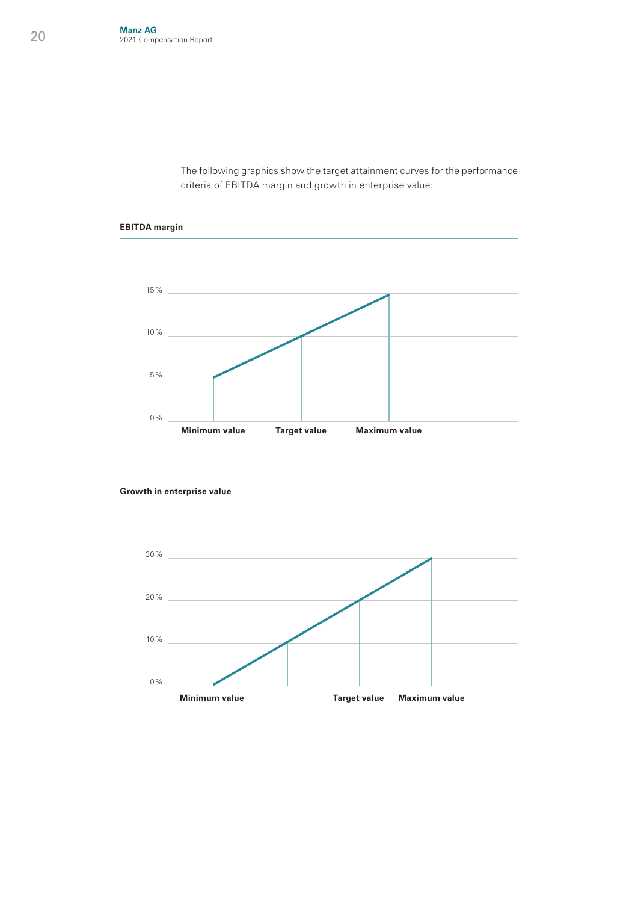The following graphics show the target attainment curves for the performance criteria of EBITDA margin and growth in enterprise value:

**EBITDA margin**

15%

10%

5%

0%

**Minimum value** **Target value** **Maximum value**

**Growth in enterprise value**

30%

20%

10%

0%

**Minimum value** **Target value** **Maximum value**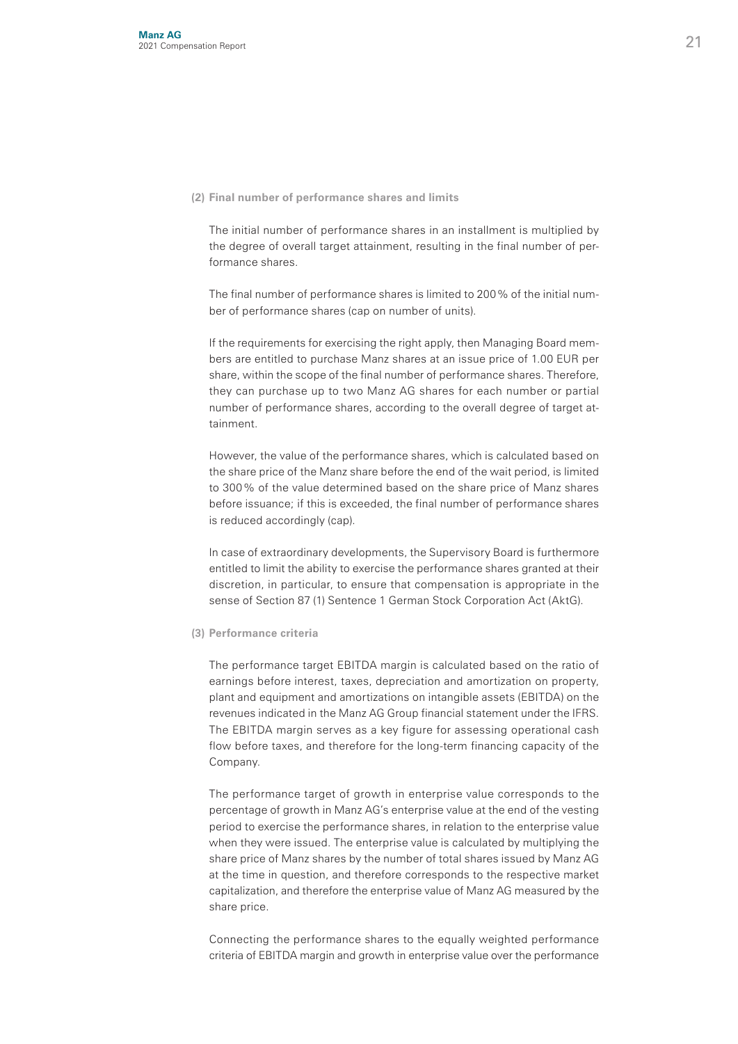**(2) Final number of performance shares and limits**

The initial number of performance shares in an installment is multiplied by the degree of overall target attainment, resulting in the final number of performance shares.

The final number of performance shares is limited to 200 % of the initial number of performance shares (cap on number of units).

If the requirements for exercising the right apply, then Managing Board members are entitled to purchase Manz shares at an issue price of 1.00 EUR per share, within the scope of the final number of performance shares. Therefore, they can purchase up to two Manz AG shares for each number or partial number of performance shares, according to the overall degree of target attainment.

However, the value of the performance shares, which is calculated based on the share price of the Manz share before the end of the wait period, is limited to 300 % of the value determined based on the share price of Manz shares before issuance; if this is exceeded, the final number of performance shares is reduced accordingly (cap).

In case of extraordinary developments, the Supervisory Board is furthermore entitled to limit the ability to exercise the performance shares granted at their discretion, in particular, to ensure that compensation is appropriate in the sense of Section 87 (1) Sentence 1 German Stock Corporation Act (AktG).

**(3) Performance criteria**

The performance target EBITDA margin is calculated based on the ratio of earnings before interest, taxes, depreciation and amortization on property, plant and equipment and amortizations on intangible assets (EBITDA) on the revenues indicated in the Manz AG Group financial statement under the IFRS. The EBITDA margin serves as a key figure for assessing operational cash flow before taxes, and therefore for the long-term financing capacity of the Company.

The performance target of growth in enterprise value corresponds to the percentage of growth in Manz AG's enterprise value at the end of the vesting period to exercise the performance shares, in relation to the enterprise value when they were issued. The enterprise value is calculated by multiplying the share price of Manz shares by the number of total shares issued by Manz AG at the time in question, and therefore corresponds to the respective market capitalization, and therefore the enterprise value of Manz AG measured by the share price.

Connecting the performance shares to the equally weighted performance criteria of EBITDA margin and growth in enterprise value over the performance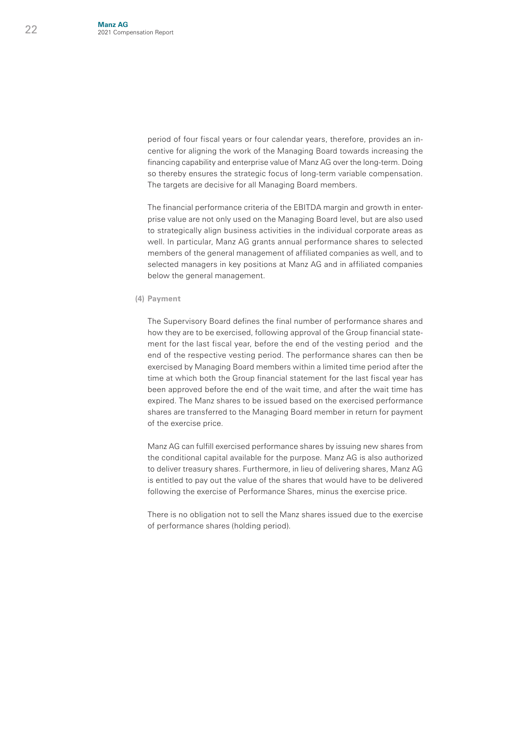period of four fiscal years or four calendar years, therefore, provides an incentive for aligning the work of the Managing Board towards increasing the financing capability and enterprise value of Manz AG over the long-term. Doing so thereby ensures the strategic focus of long-term variable compensation. The targets are decisive for all Managing Board members.

The financial performance criteria of the EBITDA margin and growth in enterprise value are not only used on the Managing Board level, but are also used to strategically align business activities in the individual corporate areas as well. In particular, Manz AG grants annual performance shares to selected members of the general management of affiliated companies as well, and to selected managers in key positions at Manz AG and in affiliated companies below the general management.

**(4) Payment**

The Supervisory Board defines the final number of performance shares and how they are to be exercised, following approval of the Group financial statement for the last fiscal year, before the end of the vesting period and the end of the respective vesting period. The performance shares can then be exercised by Managing Board members within a limited time period after the time at which both the Group financial statement for the last fiscal year has been approved before the end of the wait time, and after the wait time has expired. The Manz shares to be issued based on the exercised performance shares are transferred to the Managing Board member in return for payment of the exercise price.

Manz AG can fulfill exercised performance shares by issuing new shares from the conditional capital available for the purpose. Manz AG is also authorized to deliver treasury shares. Furthermore, in lieu of delivering shares, Manz AG is entitled to pay out the value of the shares that would have to be delivered following the exercise of Performance Shares, minus the exercise price.

There is no obligation not to sell the Manz shares issued due to the exercise of performance shares (holding period).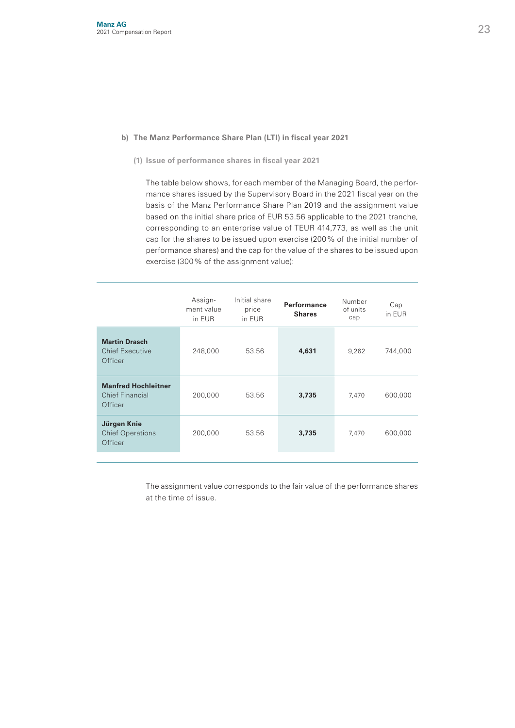### b) The Manz Performance Share Plan (LTI) in fiscal year 2021

#### (1) Issue of performance shares in fiscal year 2021

The table below shows, for each member of the Managing Board, the performance shares issued by the Supervisory Board in the 2021 fiscal year on the basis of the Manz Performance Share Plan 2019 and the assignment value based on the initial share price of EUR 53.56 applicable to the 2021 tranche, corresponding to an enterprise value of TEUR 414,773, as well as the unit cap for the shares to be issued upon exercise (200 % of the initial number of performance shares) and the cap for the value of the shares to be issued upon exercise (300 % of the assignment value):

| | Assignment value in EUR | Initial share price in EUR | **Performance Shares** | Number of units cap | Cap in EUR |
|---|---|---|---|---|---|
| **Martin Drasch** Chief Executive Officer | 248,000 | 53.56 | **4,631** | 9,262 | 744,000 |
| **Manfred Hochleitner** Chief Financial Officer | 200,000 | 53.56 | **3,735** | 7,470 | 600,000 |
| **Jürgen Knie** Chief Operations Officer | 200,000 | 53.56 | **3,735** | 7,470 | 600,000 |

The assignment value corresponds to the fair value of the performance shares at the time of issue.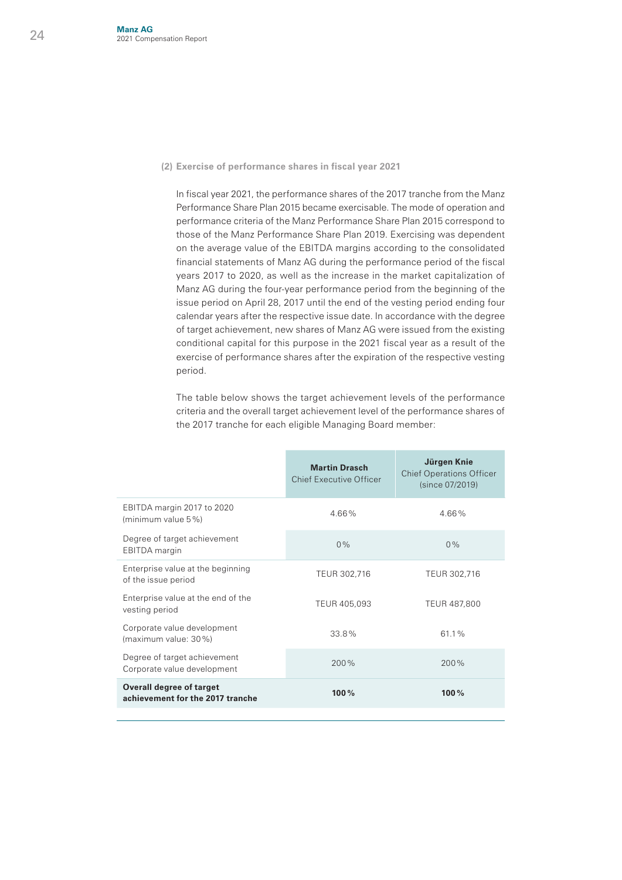#### (2) Exercise of performance shares in fiscal year 2021

In fiscal year 2021, the performance shares of the 2017 tranche from the Manz Performance Share Plan 2015 became exercisable. The mode of operation and performance criteria of the Manz Performance Share Plan 2015 correspond to those of the Manz Performance Share Plan 2019. Exercising was dependent on the average value of the EBITDA margins according to the consolidated financial statements of Manz AG during the performance period of the fiscal years 2017 to 2020, as well as the increase in the market capitalization of Manz AG during the four-year performance period from the beginning of the issue period on April 28, 2017 until the end of the vesting period ending four calendar years after the respective issue date. In accordance with the degree of target achievement, new shares of Manz AG were issued from the existing conditional capital for this purpose in the 2021 fiscal year as a result of the exercise of performance shares after the expiration of the respective vesting period.

The table below shows the target achievement levels of the performance criteria and the overall target achievement level of the performance shares of the 2017 tranche for each eligible Managing Board member:

| | **Martin Drasch** Chief Executive Officer | **Jürgen Knie** Chief Operations Officer (since 07/2019) |
|---|---|---|
| EBITDA margin 2017 to 2020 (minimum value 5 %) | 4.66 % | 4.66 % |
| Degree of target achievement EBITDA margin | 0 % | 0 % |
| Enterprise value at the beginning of the issue period | TEUR 302,716 | TEUR 302,716 |
| Enterprise value at the end of the vesting period | TEUR 405,093 | TEUR 487,800 |
| Corporate value development (maximum value: 30 %) | 33.8 % | 61.1 % |
| Degree of target achievement Corporate value development | 200 % | 200 % |
| **Overall degree of target achievement for the 2017 tranche** | **100 %** | **100 %** |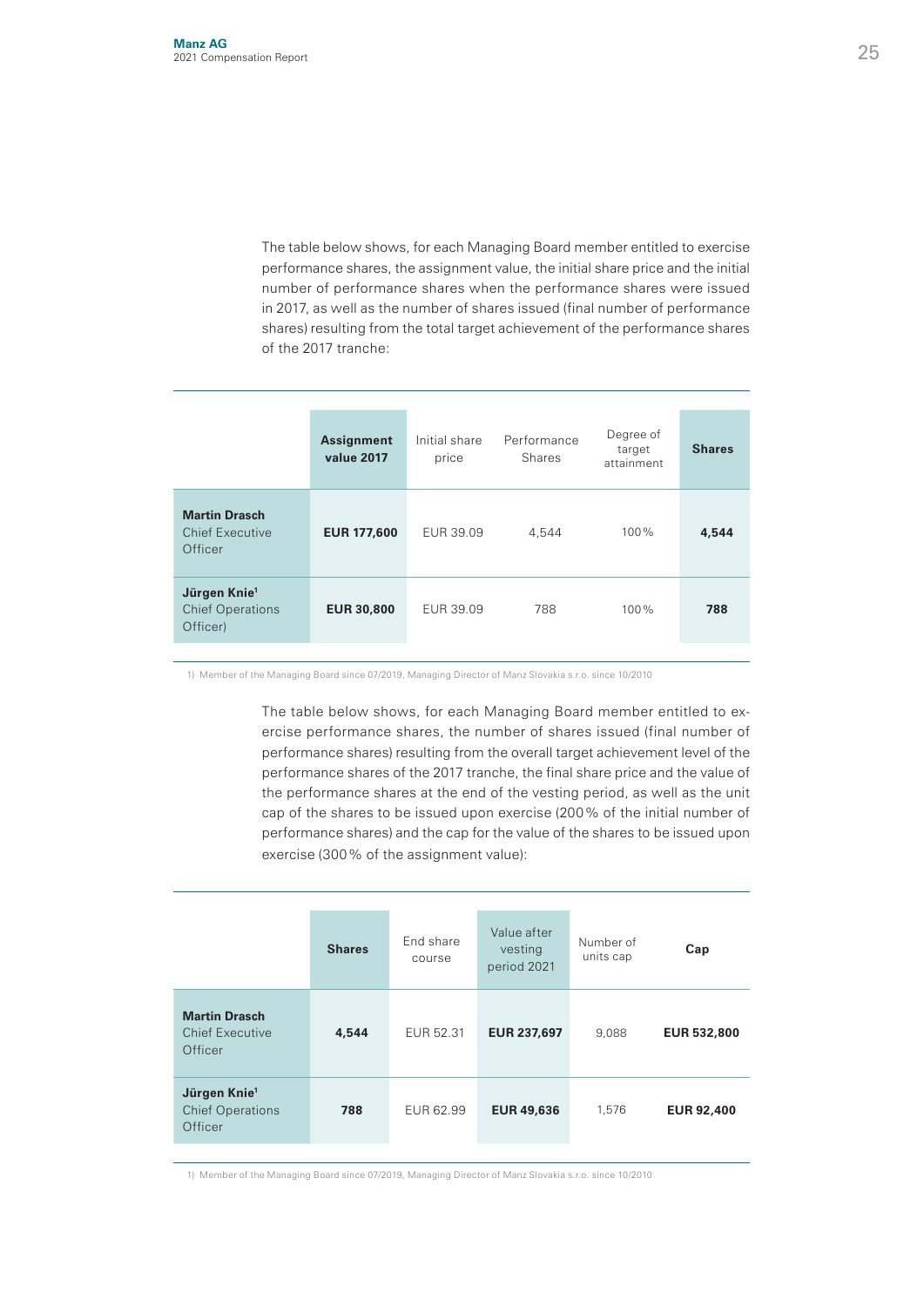The table below shows, for each Managing Board member entitled to exercise performance shares, the assignment value, the initial share price and the initial number of performance shares when the performance shares were issued in 2017, as well as the number of shares issued (final number of performance shares) resulting from the total target achievement of the performance shares of the 2017 tranche:

| | **Assignment value 2017** | Initial share price | Performance Shares | Degree of target attainment | **Shares** |
|---|---|---|---|---|---|
| **Martin Drasch** Chief Executive Officer | **EUR 177,600** | EUR 39.09 | 4,544 | 100 % | **4,544** |
| **Jürgen Knie**[1] Chief Operations Officer) | **EUR 30,800** | EUR 39.09 | 788 | 100 % | **788** |

1) Member of the Managing Board since 07/2019, Managing Director of Manz Slovakia s.r.o. since 10/2010

The table below shows, for each Managing Board member entitled to exercise performance shares, the number of shares issued (final number of performance shares) resulting from the overall target achievement level of the performance shares of the 2017 tranche, the final share price and the value of the performance shares at the end of the vesting period, as well as the unit cap of the shares to be issued upon exercise (200 % of the initial number of performance shares) and the cap for the value of the shares to be issued upon exercise (300 % of the assignment value):

| | **Shares** | End share course | Value after vesting period 2021 | Number of units cap | **Cap** |
|---|---|---|---|---|---|
| **Martin Drasch** Chief Executive Officer | **4,544** | EUR 52.31 | **EUR 237,697** | 9,088 | **EUR 532,800** |
| **Jürgen Knie**[1] Chief Operations Officer | **788** | EUR 62.99 | **EUR 49,636** | 1,576 | **EUR 92,400** |

1) Member of the Managing Board since 07/2019, Managing Director of Manz Slovakia s.r.o. since 10/2010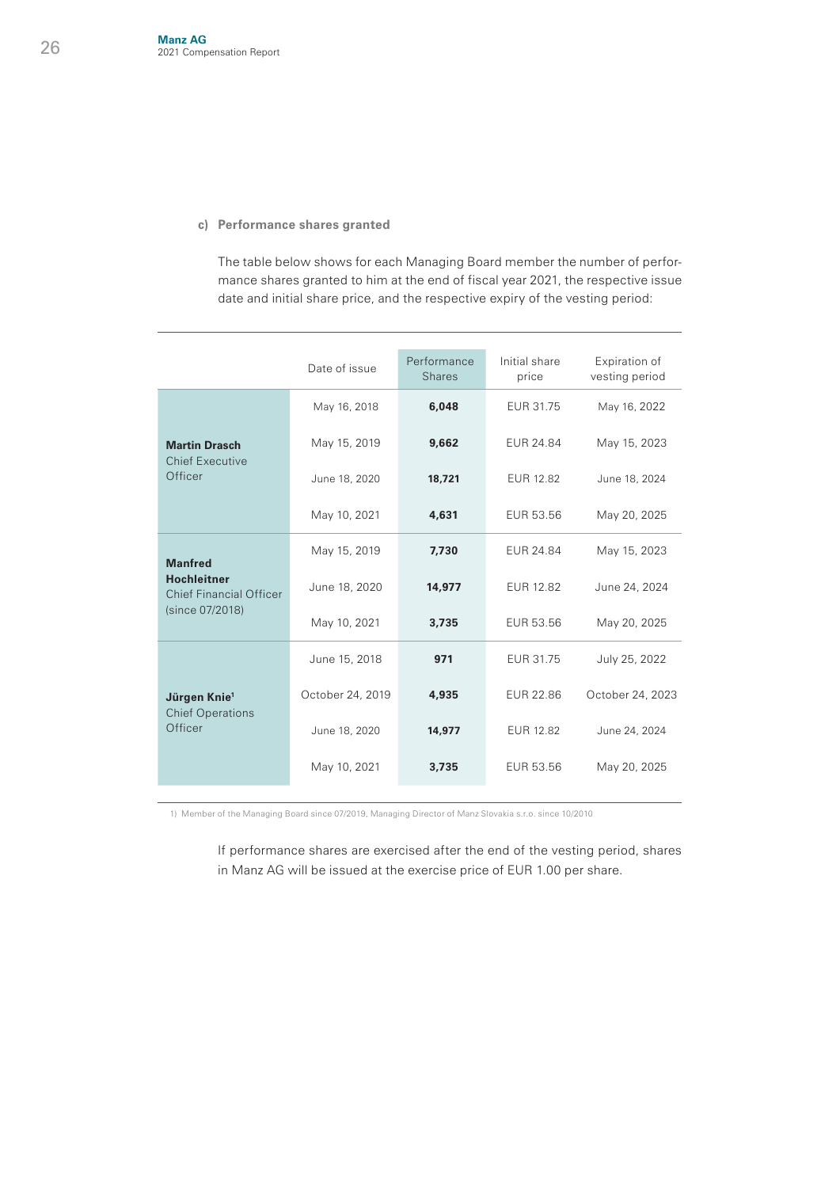#### c) Performance shares granted

The table below shows for each Managing Board member the number of performance shares granted to him at the end of fiscal year 2021, the respective issue date and initial share price, and the respective expiry of the vesting period:

| | Date of issue | Performance Shares | Initial share price | Expiration of vesting period |
|---|---|---|---|---|
| **Martin Drasch** Chief Executive Officer | May 16, 2018 | **6,048** | EUR 31.75 | May 16, 2022 |
| | May 15, 2019 | **9,662** | EUR 24.84 | May 15, 2023 |
| | June 18, 2020 | **18,721** | EUR 12.82 | June 18, 2024 |
| | May 10, 2021 | **4,631** | EUR 53.56 | May 20, 2025 |
| **Manfred Hochleitner** Chief Financial Officer (since 07/2018) | May 15, 2019 | **7,730** | EUR 24.84 | May 15, 2023 |
| | June 18, 2020 | **14,977** | EUR 12.82 | June 24, 2024 |
| | May 10, 2021 | **3,735** | EUR 53.56 | May 20, 2025 |
| **Jürgen Knie**[1] Chief Operations Officer | June 15, 2018 | **971** | EUR 31.75 | July 25, 2022 |
| | October 24, 2019 | **4,935** | EUR 22.86 | October 24, 2023 |
| | June 18, 2020 | **14,977** | EUR 12.82 | June 24, 2024 |
| | May 10, 2021 | **3,735** | EUR 53.56 | May 20, 2025 |

1) Member of the Managing Board since 07/2019, Managing Director of Manz Slovakia s.r.o. since 10/2010

If performance shares are exercised after the end of the vesting period, shares in Manz AG will be issued at the exercise price of EUR 1.00 per share.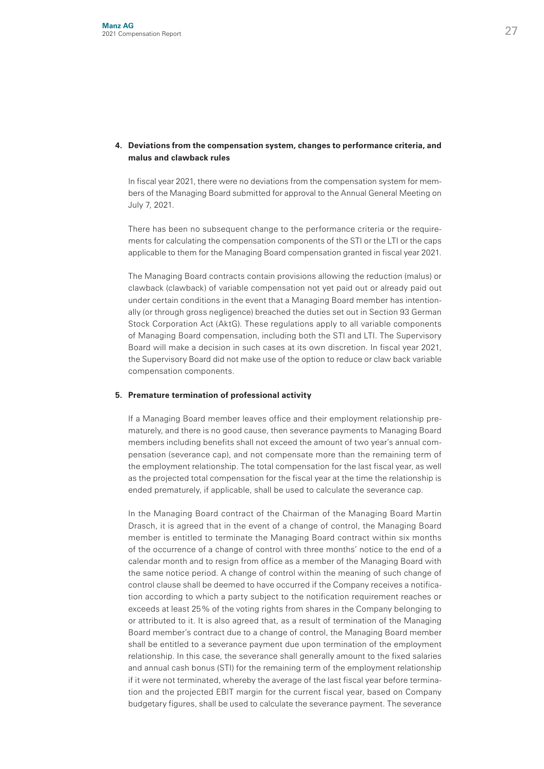**4. Deviations from the compensation system, changes to performance criteria, and malus and clawback rules**

In fiscal year 2021, there were no deviations from the compensation system for members of the Managing Board submitted for approval to the Annual General Meeting on July 7, 2021.

There has been no subsequent change to the performance criteria or the requirements for calculating the compensation components of the STI or the LTI or the caps applicable to them for the Managing Board compensation granted in fiscal year 2021.

The Managing Board contracts contain provisions allowing the reduction (malus) or clawback (clawback) of variable compensation not yet paid out or already paid out under certain conditions in the event that a Managing Board member has intentionally (or through gross negligence) breached the duties set out in Section 93 German Stock Corporation Act (AktG). These regulations apply to all variable components of Managing Board compensation, including both the STI and LTI. The Supervisory Board will make a decision in such cases at its own discretion. In fiscal year 2021, the Supervisory Board did not make use of the option to reduce or claw back variable compensation components.

**5. Premature termination of professional activity**

If a Managing Board member leaves office and their employment relationship prematurely, and there is no good cause, then severance payments to Managing Board members including benefits shall not exceed the amount of two year's annual compensation (severance cap), and not compensate more than the remaining term of the employment relationship. The total compensation for the last fiscal year, as well as the projected total compensation for the fiscal year at the time the relationship is ended prematurely, if applicable, shall be used to calculate the severance cap.

In the Managing Board contract of the Chairman of the Managing Board Martin Drasch, it is agreed that in the event of a change of control, the Managing Board member is entitled to terminate the Managing Board contract within six months of the occurrence of a change of control with three months' notice to the end of a calendar month and to resign from office as a member of the Managing Board with the same notice period. A change of control within the meaning of such change of control clause shall be deemed to have occurred if the Company receives a notification according to which a party subject to the notification requirement reaches or exceeds at least 25 % of the voting rights from shares in the Company belonging to or attributed to it. It is also agreed that, as a result of termination of the Managing Board member's contract due to a change of control, the Managing Board member shall be entitled to a severance payment due upon termination of the employment relationship. In this case, the severance shall generally amount to the fixed salaries and annual cash bonus (STI) for the remaining term of the employment relationship if it were not terminated, whereby the average of the last fiscal year before termination and the projected EBIT margin for the current fiscal year, based on Company budgetary figures, shall be used to calculate the severance payment. The severance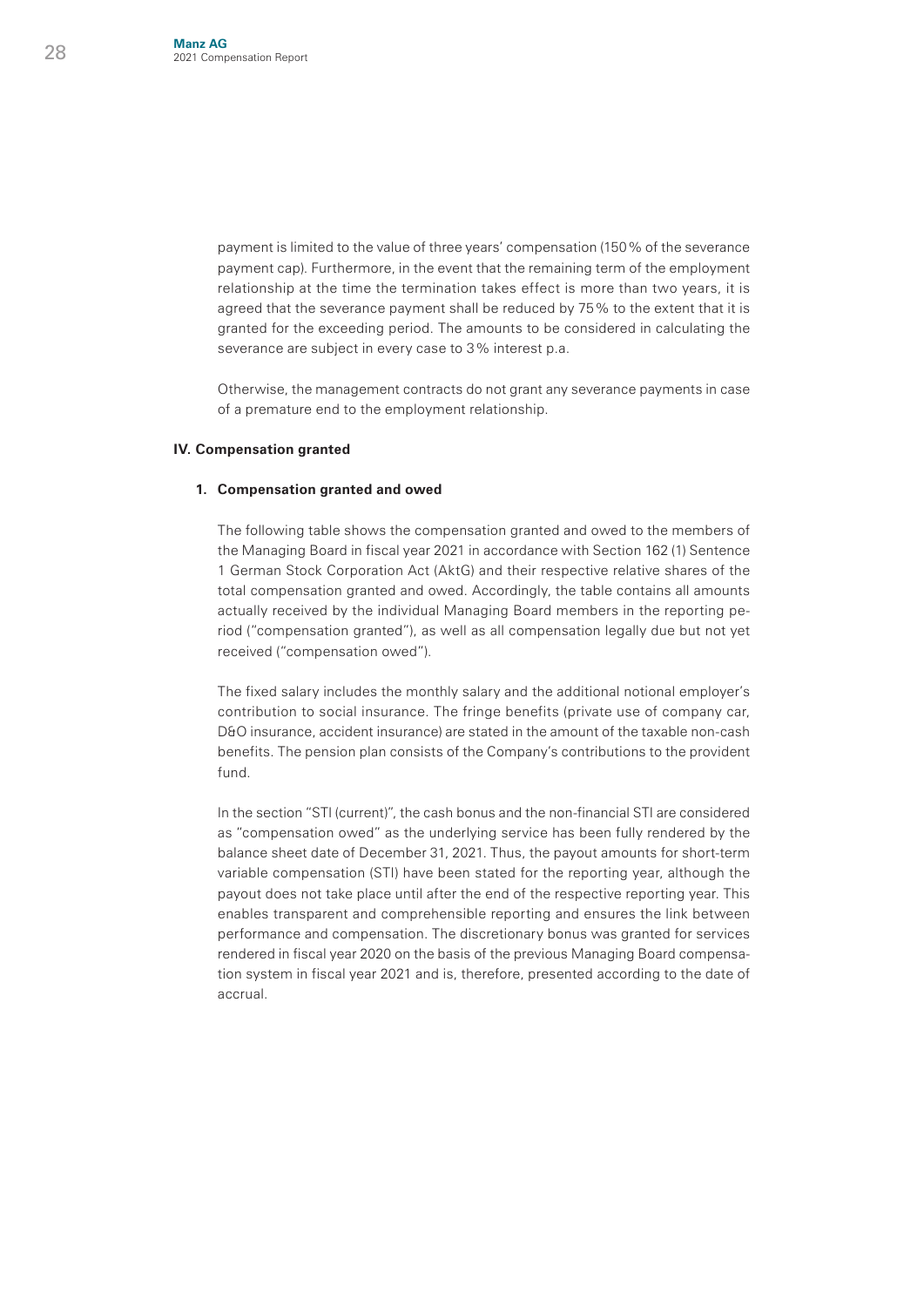payment is limited to the value of three years' compensation (150% of the severance payment cap). Furthermore, in the event that the remaining term of the employment relationship at the time the termination takes effect is more than two years, it is agreed that the severance payment shall be reduced by 75% to the extent that it is granted for the exceeding period. The amounts to be considered in calculating the severance are subject in every case to 3% interest p.a.

Otherwise, the management contracts do not grant any severance payments in case of a premature end to the employment relationship.

## IV. Compensation granted

### 1. Compensation granted and owed

The following table shows the compensation granted and owed to the members of the Managing Board in fiscal year 2021 in accordance with Section 162 (1) Sentence 1 German Stock Corporation Act (AktG) and their respective relative shares of the total compensation granted and owed. Accordingly, the table contains all amounts actually received by the individual Managing Board members in the reporting period ("compensation granted"), as well as all compensation legally due but not yet received ("compensation owed").

The fixed salary includes the monthly salary and the additional notional employer's contribution to social insurance. The fringe benefits (private use of company car, D&O insurance, accident insurance) are stated in the amount of the taxable non-cash benefits. The pension plan consists of the Company's contributions to the provident fund.

In the section "STI (current)", the cash bonus and the non-financial STI are considered as "compensation owed" as the underlying service has been fully rendered by the balance sheet date of December 31, 2021. Thus, the payout amounts for short-term variable compensation (STI) have been stated for the reporting year, although the payout does not take place until after the end of the respective reporting year. This enables transparent and comprehensible reporting and ensures the link between performance and compensation. The discretionary bonus was granted for services rendered in fiscal year 2020 on the basis of the previous Managing Board compensation system in fiscal year 2021 and is, therefore, presented according to the date of accrual.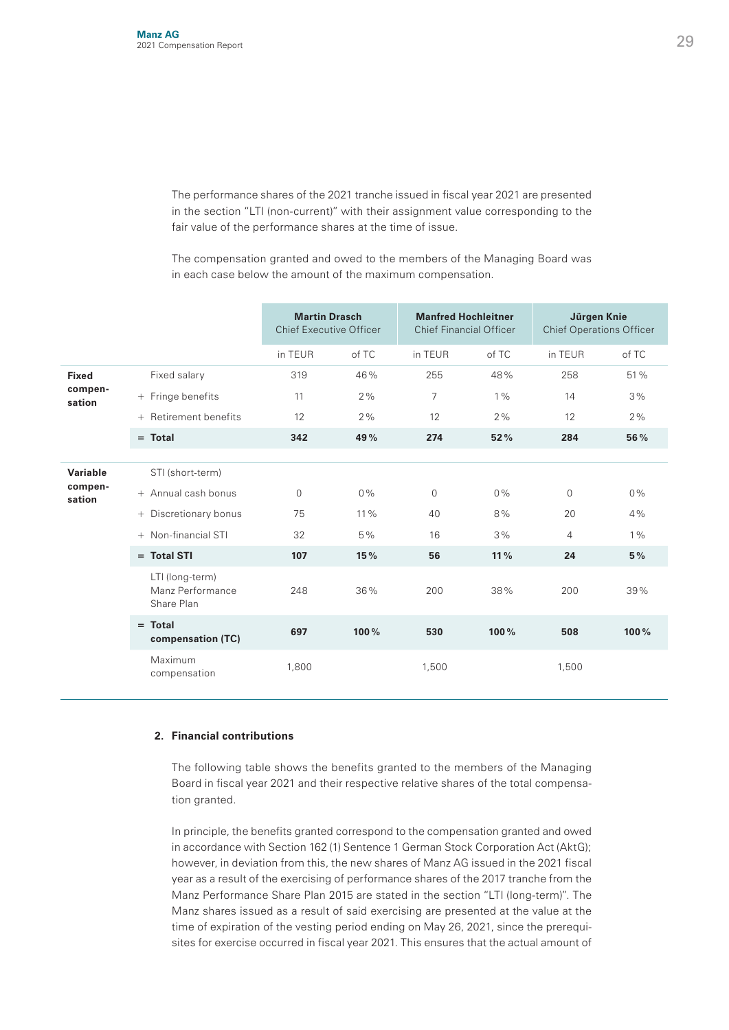The performance shares of the 2021 tranche issued in fiscal year 2021 are presented in the section "LTI (non-current)" with their assignment value corresponding to the fair value of the performance shares at the time of issue.

The compensation granted and owed to the members of the Managing Board was in each case below the amount of the maximum compensation.

| | | **Martin Drasch** Chief Executive Officer | | **Manfred Hochleitner** Chief Financial Officer | | **Jürgen Knie** Chief Operations Officer | |
|---|---|---|---|---|---|---|---|
| | | in TEUR | of TC | in TEUR | of TC | in TEUR | of TC |
| **Fixed compensation** | Fixed salary | 319 | 46% | 255 | 48% | 258 | 51% |
| | + Fringe benefits | 11 | 2% | 7 | 1% | 14 | 3% |
| | + Retirement benefits | 12 | 2% | 12 | 2% | 12 | 2% |
| | **= Total** | **342** | **49%** | **274** | **52%** | **284** | **56%** |
| **Variable compensation** | STI (short-term) | | | | | | |
| | + Annual cash bonus | 0 | 0% | 0 | 0% | 0 | 0% |
| | + Discretionary bonus | 75 | 11% | 40 | 8% | 20 | 4% |
| | + Non-financial STI | 32 | 5% | 16 | 3% | 4 | 1% |
| | **= Total STI** | **107** | **15%** | **56** | **11%** | **24** | **5%** |
| | LTI (long-term) Manz Performance Share Plan | 248 | 36% | 200 | 38% | 200 | 39% |
| | **= Total compensation (TC)** | **697** | **100%** | **530** | **100%** | **508** | **100%** |
| | Maximum compensation | 1,800 | | 1,500 | | 1,500 | |

**2. Financial contributions**

The following table shows the benefits granted to the members of the Managing Board in fiscal year 2021 and their respective relative shares of the total compensation granted.

In principle, the benefits granted correspond to the compensation granted and owed in accordance with Section 162 (1) Sentence 1 German Stock Corporation Act (AktG); however, in deviation from this, the new shares of Manz AG issued in the 2021 fiscal year as a result of the exercising of performance shares of the 2017 tranche from the Manz Performance Share Plan 2015 are stated in the section "LTI (long-term)". The Manz shares issued as a result of said exercising are presented at the value at the time of expiration of the vesting period ending on May 26, 2021, since the prerequisites for exercise occurred in fiscal year 2021. This ensures that the actual amount of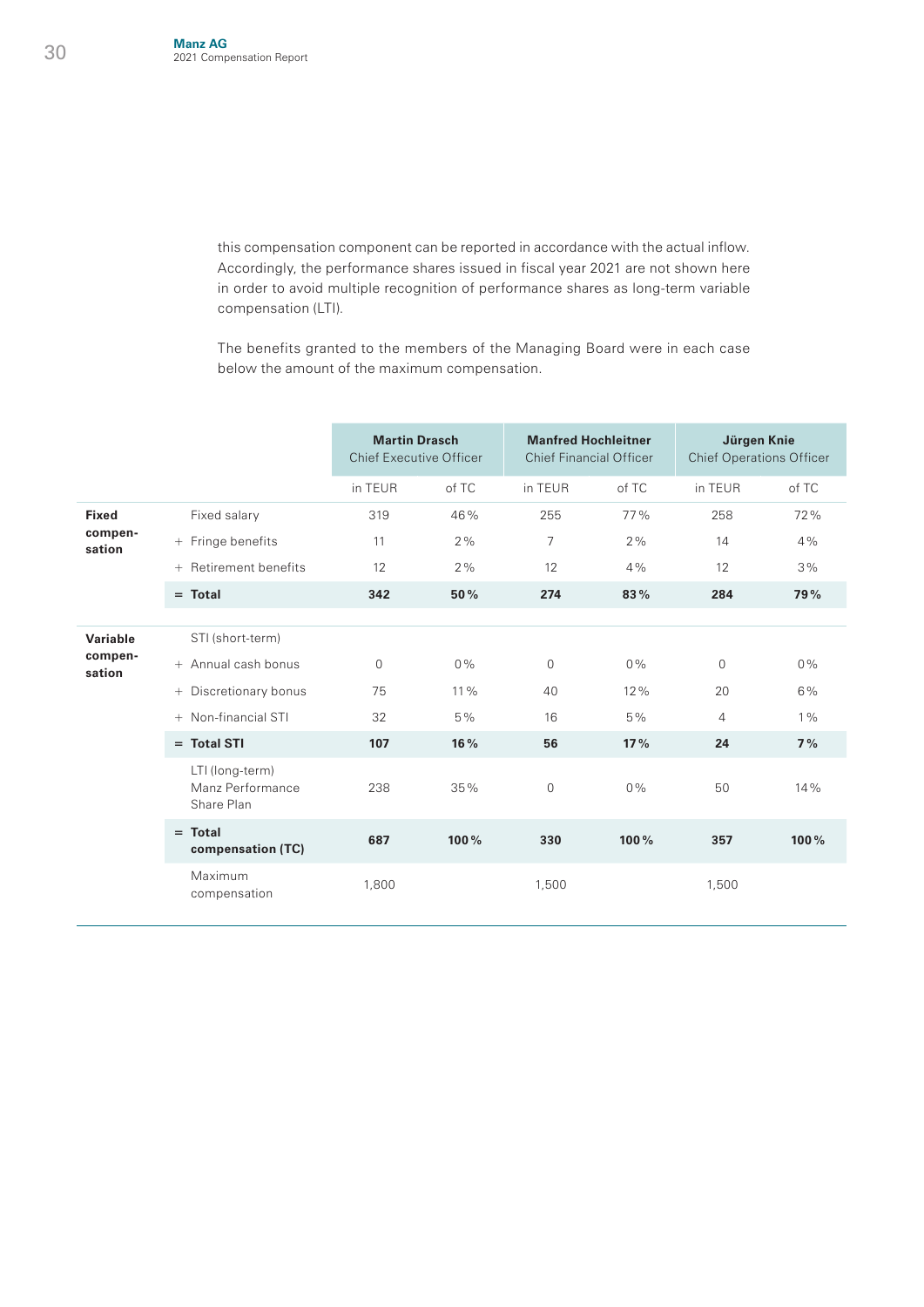this compensation component can be reported in accordance with the actual inflow. Accordingly, the performance shares issued in fiscal year 2021 are not shown here in order to avoid multiple recognition of performance shares as long-term variable compensation (LTI).

The benefits granted to the members of the Managing Board were in each case below the amount of the maximum compensation.

| | | **Martin Drasch** Chief Executive Officer | | **Manfred Hochleitner** Chief Financial Officer | | **Jürgen Knie** Chief Operations Officer | |
|---|---|---|---|---|---|---|---|
| | | in TEUR | of TC | in TEUR | of TC | in TEUR | of TC |
| **Fixed compensation** | Fixed salary | 319 | 46 % | 255 | 77 % | 258 | 72 % |
| | + Fringe benefits | 11 | 2 % | 7 | 2 % | 14 | 4 % |
| | + Retirement benefits | 12 | 2 % | 12 | 4 % | 12 | 3 % |
| | **= Total** | **342** | **50 %** | **274** | **83 %** | **284** | **79 %** |
| **Variable compensation** | STI (short-term) | | | | | | |
| | + Annual cash bonus | 0 | 0 % | 0 | 0 % | 0 | 0 % |
| | + Discretionary bonus | 75 | 11 % | 40 | 12 % | 20 | 6 % |
| | + Non-financial STI | 32 | 5 % | 16 | 5 % | 4 | 1 % |
| | **= Total STI** | **107** | **16 %** | **56** | **17 %** | **24** | **7 %** |
| | LTI (long-term) Manz Performance Share Plan | 238 | 35 % | 0 | 0 % | 50 | 14 % |
| | **= Total compensation (TC)** | **687** | **100 %** | **330** | **100 %** | **357** | **100 %** |
| | Maximum compensation | 1,800 | | 1,500 | | 1,500 | |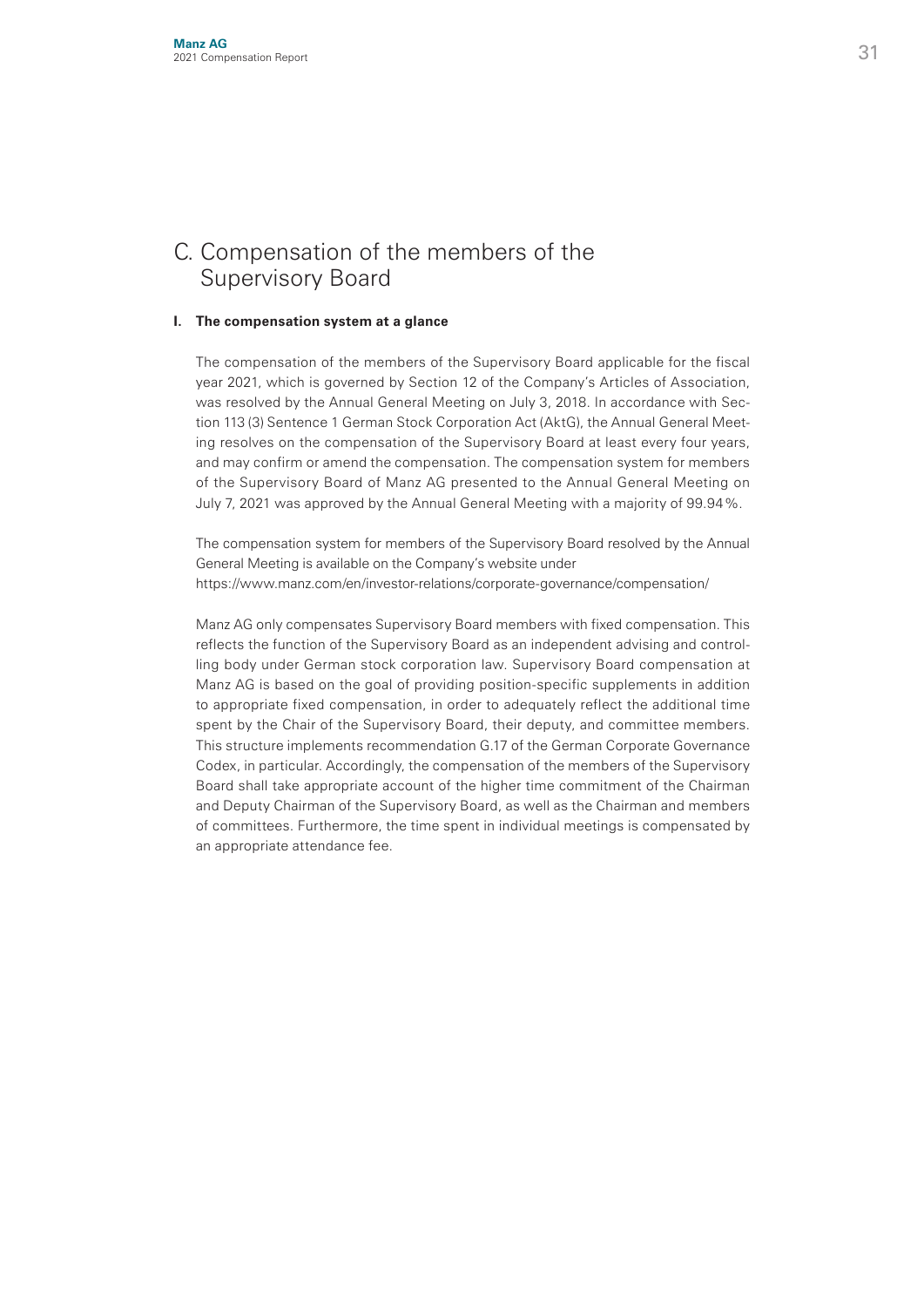# C. Compensation of the members of the Supervisory Board

## I. The compensation system at a glance

The compensation of the members of the Supervisory Board applicable for the fiscal year 2021, which is governed by Section 12 of the Company's Articles of Association, was resolved by the Annual General Meeting on July 3, 2018. In accordance with Section 113 (3) Sentence 1 German Stock Corporation Act (AktG), the Annual General Meeting resolves on the compensation of the Supervisory Board at least every four years, and may confirm or amend the compensation. The compensation system for members of the Supervisory Board of Manz AG presented to the Annual General Meeting on July 7, 2021 was approved by the Annual General Meeting with a majority of 99.94 %.

The compensation system for members of the Supervisory Board resolved by the Annual General Meeting is available on the Company's website under https://www.manz.com/en/investor-relations/corporate-governance/compensation/

Manz AG only compensates Supervisory Board members with fixed compensation. This reflects the function of the Supervisory Board as an independent advising and controlling body under German stock corporation law. Supervisory Board compensation at Manz AG is based on the goal of providing position-specific supplements in addition to appropriate fixed compensation, in order to adequately reflect the additional time spent by the Chair of the Supervisory Board, their deputy, and committee members. This structure implements recommendation G.17 of the German Corporate Governance Codex, in particular. Accordingly, the compensation of the members of the Supervisory Board shall take appropriate account of the higher time commitment of the Chairman and Deputy Chairman of the Supervisory Board, as well as the Chairman and members of committees. Furthermore, the time spent in individual meetings is compensated by an appropriate attendance fee.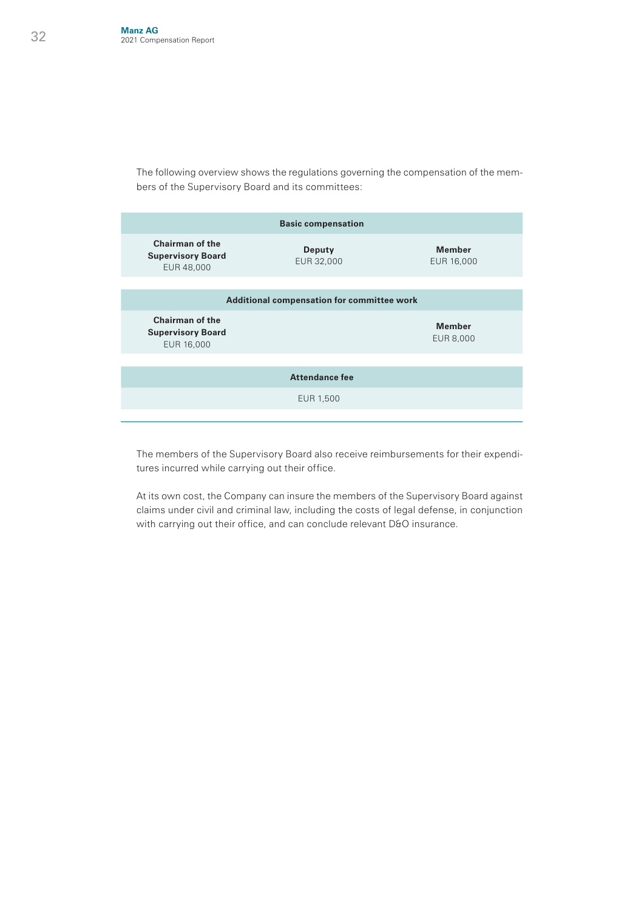The following overview shows the regulations governing the compensation of the members of the Supervisory Board and its committees:

| Basic compensation | | |
|---|---|---|
| **Chairman of the Supervisory Board** EUR 48,000 | **Deputy** EUR 32,000 | **Member** EUR 16,000 |

| Additional compensation for committee work | | |
|---|---|---|
| **Chairman of the Supervisory Board** EUR 16,000 | | **Member** EUR 8,000 |

| Attendance fee |
|---|
| EUR 1,500 |

The members of the Supervisory Board also receive reimbursements for their expenditures incurred while carrying out their office.

At its own cost, the Company can insure the members of the Supervisory Board against claims under civil and criminal law, including the costs of legal defense, in conjunction with carrying out their office, and can conclude relevant D&O insurance.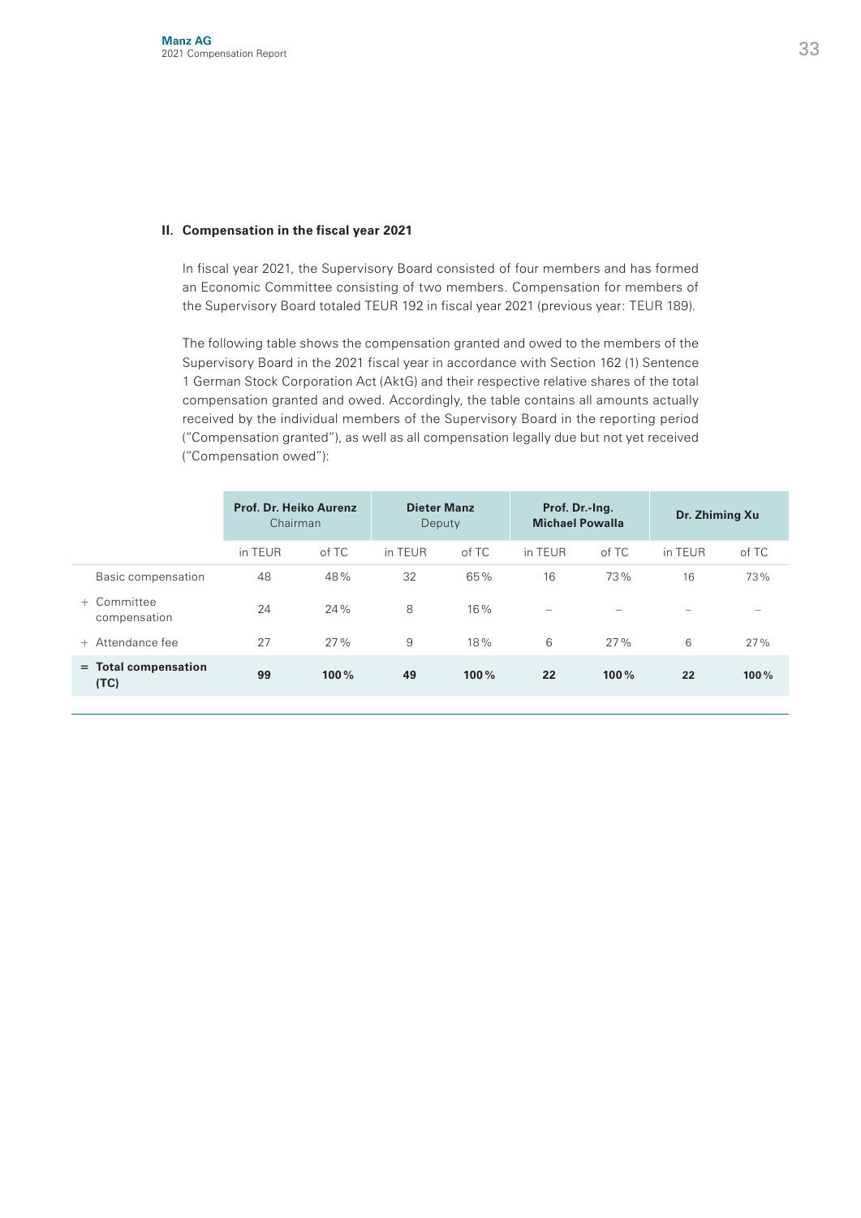## II. Compensation in the fiscal year 2021

In fiscal year 2021, the Supervisory Board consisted of four members and has formed an Economic Committee consisting of two members. Compensation for members of the Supervisory Board totaled TEUR 192 in fiscal year 2021 (previous year: TEUR 189).

The following table shows the compensation granted and owed to the members of the Supervisory Board in the 2021 fiscal year in accordance with Section 162 (1) Sentence 1 German Stock Corporation Act (AktG) and their respective relative shares of the total compensation granted and owed. Accordingly, the table contains all amounts actually received by the individual members of the Supervisory Board in the reporting period ("Compensation granted"), as well as all compensation legally due but not yet received ("Compensation owed"):

| | **Prof. Dr. Heiko Aurenz** Chairman | | **Dieter Manz** Deputy | | **Prof. Dr.-Ing. Michael Powalla** | | **Dr. Zhiming Xu** | |
|---|---|---|---|---|---|---|---|---|
| | in TEUR | of TC | in TEUR | of TC | in TEUR | of TC | in TEUR | of TC |
| Basic compensation | 48 | 48% | 32 | 65% | 16 | 73% | 16 | 73% |
| + Committee compensation | 24 | 24% | 8 | 16% | – | – | – | – |
| + Attendance fee | 27 | 27% | 9 | 18% | 6 | 27% | 6 | 27% |
| = **Total compensation (TC)** | **99** | **100%** | **49** | **100%** | **22** | **100%** | **22** | **100%** |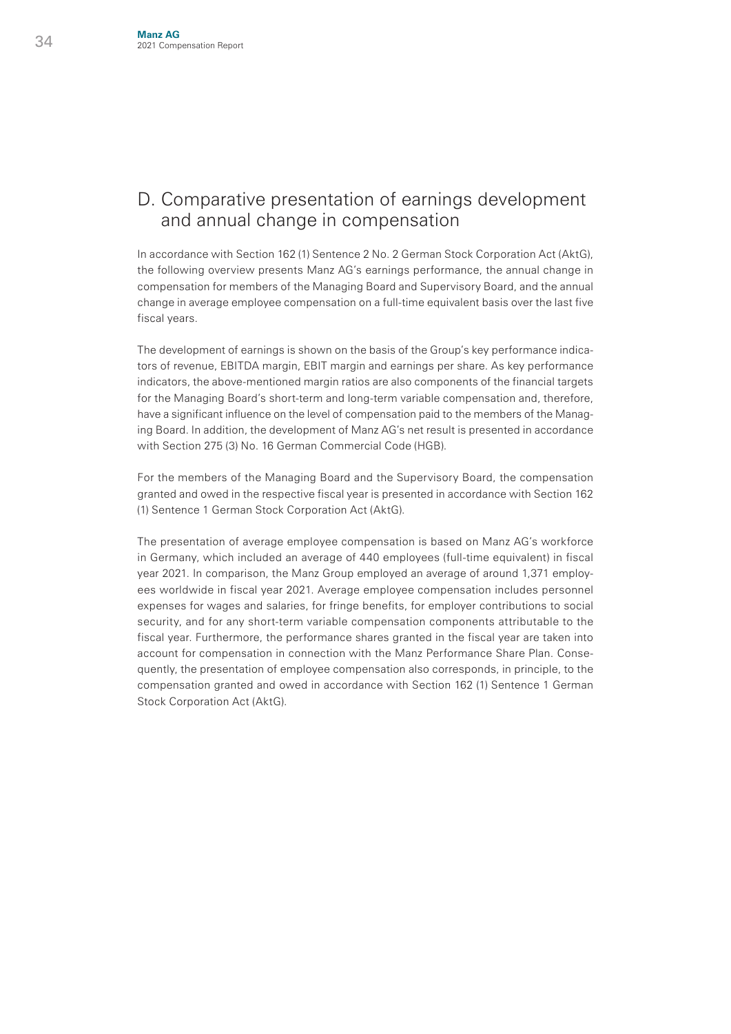# D. Comparative presentation of earnings development and annual change in compensation

In accordance with Section 162 (1) Sentence 2 No. 2 German Stock Corporation Act (AktG), the following overview presents Manz AG's earnings performance, the annual change in compensation for members of the Managing Board and Supervisory Board, and the annual change in average employee compensation on a full-time equivalent basis over the last five fiscal years.

The development of earnings is shown on the basis of the Group's key performance indicators of revenue, EBITDA margin, EBIT margin and earnings per share. As key performance indicators, the above-mentioned margin ratios are also components of the financial targets for the Managing Board's short-term and long-term variable compensation and, therefore, have a significant influence on the level of compensation paid to the members of the Managing Board. In addition, the development of Manz AG's net result is presented in accordance with Section 275 (3) No. 16 German Commercial Code (HGB).

For the members of the Managing Board and the Supervisory Board, the compensation granted and owed in the respective fiscal year is presented in accordance with Section 162 (1) Sentence 1 German Stock Corporation Act (AktG).

The presentation of average employee compensation is based on Manz AG's workforce in Germany, which included an average of 440 employees (full-time equivalent) in fiscal year 2021. In comparison, the Manz Group employed an average of around 1,371 employees worldwide in fiscal year 2021. Average employee compensation includes personnel expenses for wages and salaries, for fringe benefits, for employer contributions to social security, and for any short-term variable compensation components attributable to the fiscal year. Furthermore, the performance shares granted in the fiscal year are taken into account for compensation in connection with the Manz Performance Share Plan. Consequently, the presentation of employee compensation also corresponds, in principle, to the compensation granted and owed in accordance with Section 162 (1) Sentence 1 German Stock Corporation Act (AktG).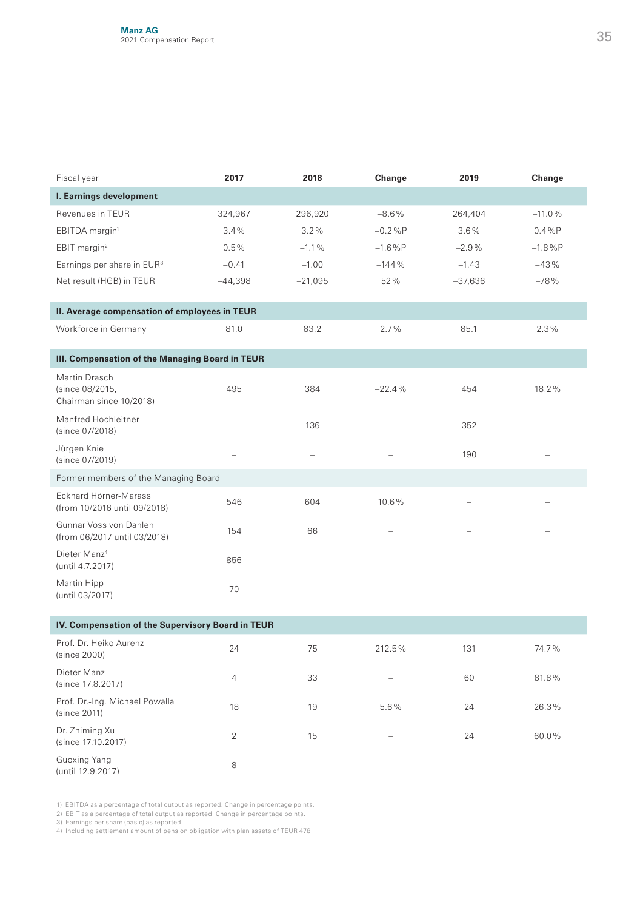| Fiscal year | 2017 | 2018 | Change | 2019 | Change |
|---|---|---|---|---|---|
| **I. Earnings development** | | | | | |
| Revenues in TEUR | 324,967 | 296,920 | –8.6% | 264,404 | –11.0% |
| EBITDA margin[1] | 3.4% | 3.2% | –0.2%P | 3.6% | 0.4%P |
| EBIT margin[2] | 0.5% | –1.1% | –1.6%P | –2.9% | –1.8%P |
| Earnings per share in EUR[3] | –0.41 | –1.00 | –144% | –1.43 | –43% |
| Net result (HGB) in TEUR | –44,398 | –21,095 | 52% | –37,636 | –78% |
| **II. Average compensation of employees in TEUR** | | | | | |
| Workforce in Germany | 81.0 | 83.2 | 2.7% | 85.1 | 2.3% |
| **III. Compensation of the Managing Board in TEUR** | | | | | |
| Martin Drasch (since 08/2015, Chairman since 10/2018) | 495 | 384 | –22.4% | 454 | 18.2% |
| Manfred Hochleitner (since 07/2018) | – | 136 | – | 352 | – |
| Jürgen Knie (since 07/2019) | – | – | – | 190 | – |
| Former members of the Managing Board | | | | | |
| Eckhard Hörner-Marass (from 10/2016 until 09/2018) | 546 | 604 | 10.6% | – | – |
| Gunnar Voss von Dahlen (from 06/2017 until 03/2018) | 154 | 66 | – | – | – |
| Dieter Manz[4] (until 4.7.2017) | 856 | – | – | – | – |
| Martin Hipp (until 03/2017) | 70 | – | – | – | – |
| **IV. Compensation of the Supervisory Board in TEUR** | | | | | |
| Prof. Dr. Heiko Aurenz (since 2000) | 24 | 75 | 212.5% | 131 | 74.7% |
| Dieter Manz (since 17.8.2017) | 4 | 33 | – | 60 | 81.8% |
| Prof. Dr.-Ing. Michael Powalla (since 2011) | 18 | 19 | 5.6% | 24 | 26.3% |
| Dr. Zhiming Xu (since 17.10.2017) | 2 | 15 | – | 24 | 60.0% |
| Guoxing Yang (until 12.9.2017) | 8 | – | – | – | – |

1) EBITDA as a percentage of total output as reported. Change in percentage points.
2) EBIT as a percentage of total output as reported. Change in percentage points.
3) Earnings per share (basic) as reported
4) Including settlement amount of pension obligation with plan assets of TEUR 478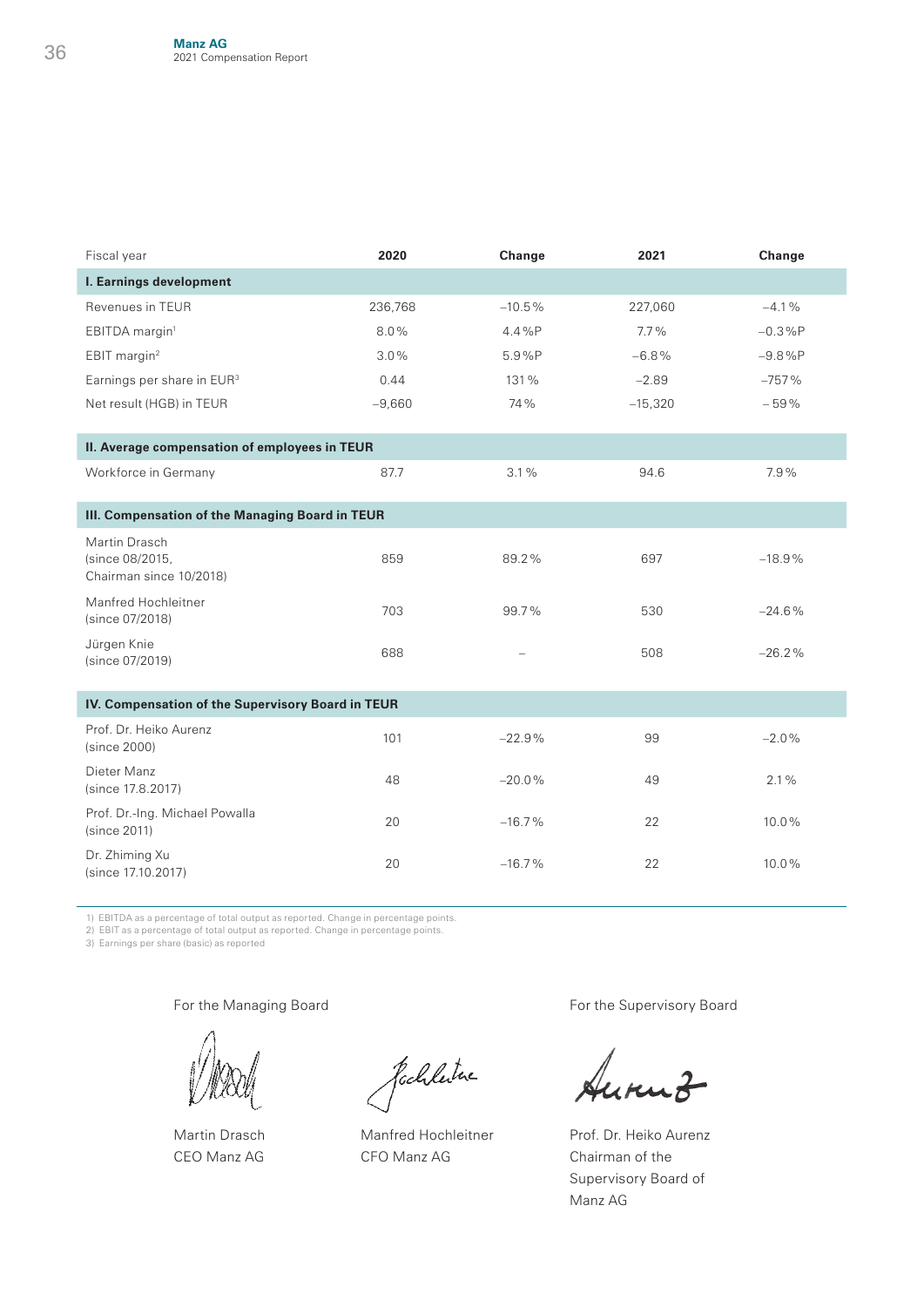| Fiscal year | 2020 | Change | 2021 | Change |
|---|---|---|---|---|
| **I. Earnings development** | | | | |
| Revenues in TEUR | 236,768 | –10.5% | 227,060 | –4.1% |
| EBITDA margin[1] | 8.0% | 4.4%P | 7.7% | –0.3%P |
| EBIT margin[2] | 3.0% | 5.9%P | –6.8% | –9.8%P |
| Earnings per share in EUR[3] | 0.44 | 131% | –2.89 | –757% |
| Net result (HGB) in TEUR | –9,660 | 74% | –15,320 | – 59% |
| **II. Average compensation of employees in TEUR** | | | | |
| Workforce in Germany | 87.7 | 3.1% | 94.6 | 7.9% |
| **III. Compensation of the Managing Board in TEUR** | | | | |
| Martin Drasch (since 08/2015, Chairman since 10/2018) | 859 | 89.2% | 697 | –18.9% |
| Manfred Hochleitner (since 07/2018) | 703 | 99.7% | 530 | –24.6% |
| Jürgen Knie (since 07/2019) | 688 | – | 508 | –26.2% |
| **IV. Compensation of the Supervisory Board in TEUR** | | | | |
| Prof. Dr. Heiko Aurenz (since 2000) | 101 | –22.9% | 99 | –2.0% |
| Dieter Manz (since 17.8.2017) | 48 | –20.0% | 49 | 2.1% |
| Prof. Dr.-Ing. Michael Powalla (since 2011) | 20 | –16.7% | 22 | 10.0% |
| Dr. Zhiming Xu (since 17.10.2017) | 20 | –16.7% | 22 | 10.0% |

1) EBITDA as a percentage of total output as reported. Change in percentage points.
2) EBIT as a percentage of total output as reported. Change in percentage points.
3) Earnings per share (basic) as reported

For the Managing Board

Martin Drasch
CEO Manz AG

Manfred Hochleitner
CFO Manz AG

For the Supervisory Board

Prof. Dr. Heiko Aurenz
Chairman of the Supervisory Board of Manz AG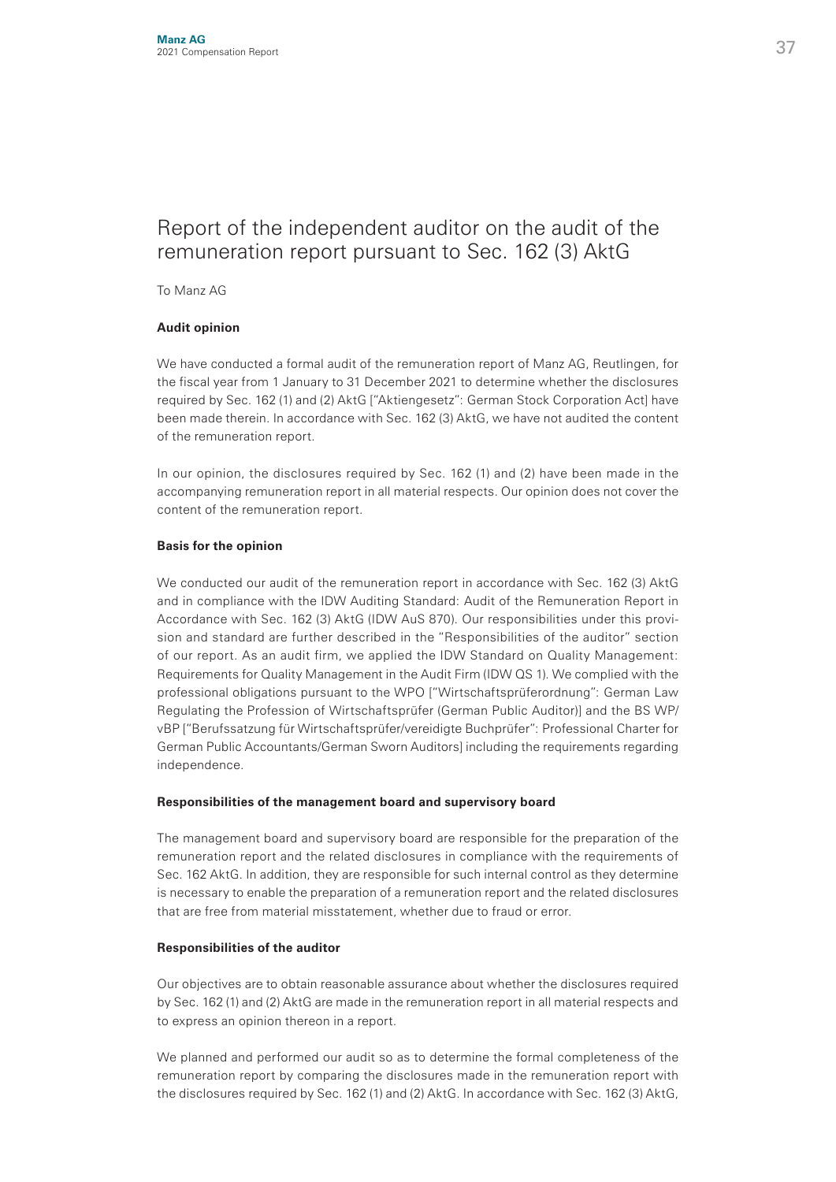# Report of the independent auditor on the audit of the remuneration report pursuant to Sec. 162 (3) AktG

To Manz AG

**Audit opinion**

We have conducted a formal audit of the remuneration report of Manz AG, Reutlingen, for the fiscal year from 1 January to 31 December 2021 to determine whether the disclosures required by Sec. 162 (1) and (2) AktG ["Aktiengesetz": German Stock Corporation Act] have been made therein. In accordance with Sec. 162 (3) AktG, we have not audited the content of the remuneration report.

In our opinion, the disclosures required by Sec. 162 (1) and (2) have been made in the accompanying remuneration report in all material respects. Our opinion does not cover the content of the remuneration report.

**Basis for the opinion**

We conducted our audit of the remuneration report in accordance with Sec. 162 (3) AktG and in compliance with the IDW Auditing Standard: Audit of the Remuneration Report in Accordance with Sec. 162 (3) AktG (IDW AuS 870). Our responsibilities under this provision and standard are further described in the "Responsibilities of the auditor" section of our report. As an audit firm, we applied the IDW Standard on Quality Management: Requirements for Quality Management in the Audit Firm (IDW QS 1). We complied with the professional obligations pursuant to the WPO ["Wirtschaftsprüferordnung": German Law Regulating the Profession of Wirtschaftsprüfer (German Public Auditor)] and the BS WP/vBP ["Berufssatzung für Wirtschaftsprüfer/vereidigte Buchprüfer": Professional Charter for German Public Accountants/German Sworn Auditors] including the requirements regarding independence.

**Responsibilities of the management board and supervisory board**

The management board and supervisory board are responsible for the preparation of the remuneration report and the related disclosures in compliance with the requirements of Sec. 162 AktG. In addition, they are responsible for such internal control as they determine is necessary to enable the preparation of a remuneration report and the related disclosures that are free from material misstatement, whether due to fraud or error.

**Responsibilities of the auditor**

Our objectives are to obtain reasonable assurance about whether the disclosures required by Sec. 162 (1) and (2) AktG are made in the remuneration report in all material respects and to express an opinion thereon in a report.

We planned and performed our audit so as to determine the formal completeness of the remuneration report by comparing the disclosures made in the remuneration report with the disclosures required by Sec. 162 (1) and (2) AktG. In accordance with Sec. 162 (3) AktG,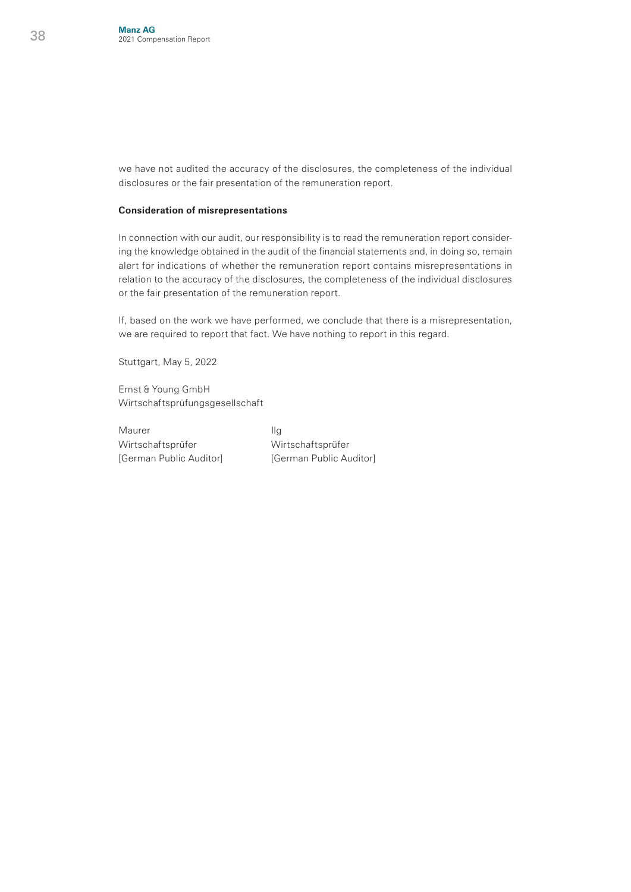we have not audited the accuracy of the disclosures, the completeness of the individual disclosures or the fair presentation of the remuneration report.

**Consideration of misrepresentations**

In connection with our audit, our responsibility is to read the remuneration report considering the knowledge obtained in the audit of the financial statements and, in doing so, remain alert for indications of whether the remuneration report contains misrepresentations in relation to the accuracy of the disclosures, the completeness of the individual disclosures or the fair presentation of the remuneration report.

If, based on the work we have performed, we conclude that there is a misrepresentation, we are required to report that fact. We have nothing to report in this regard.

Stuttgart, May 5, 2022

Ernst & Young GmbH
Wirtschaftsprüfungsgesellschaft

| Maurer | Ilg |
|---|---|
| Wirtschaftsprüfer | Wirtschaftsprüfer |
| [German Public Auditor] | [German Public Auditor] |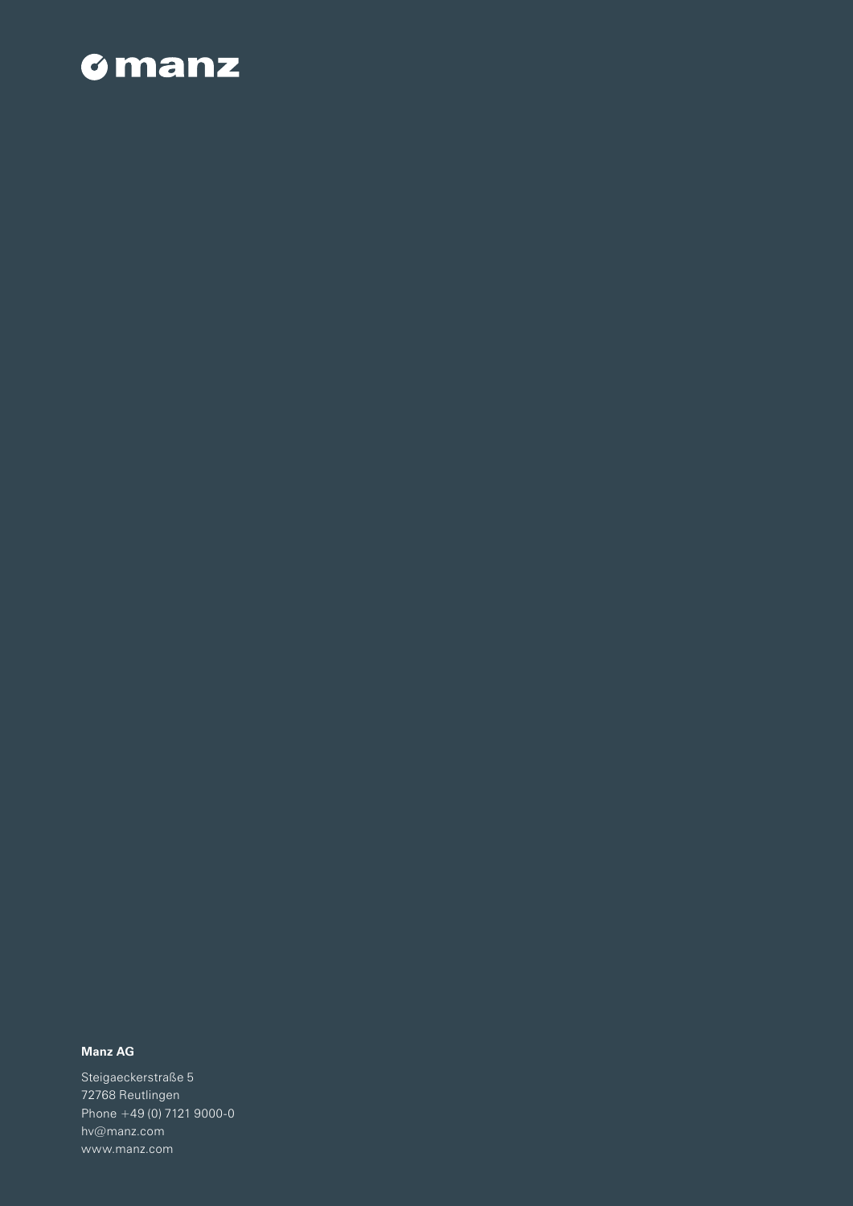manz

**Manz AG**

Steigaeckerstraße 5
72768 Reutlingen
Phone +49 (0) 7121 9000-0
hv@manz.com
www.manz.com